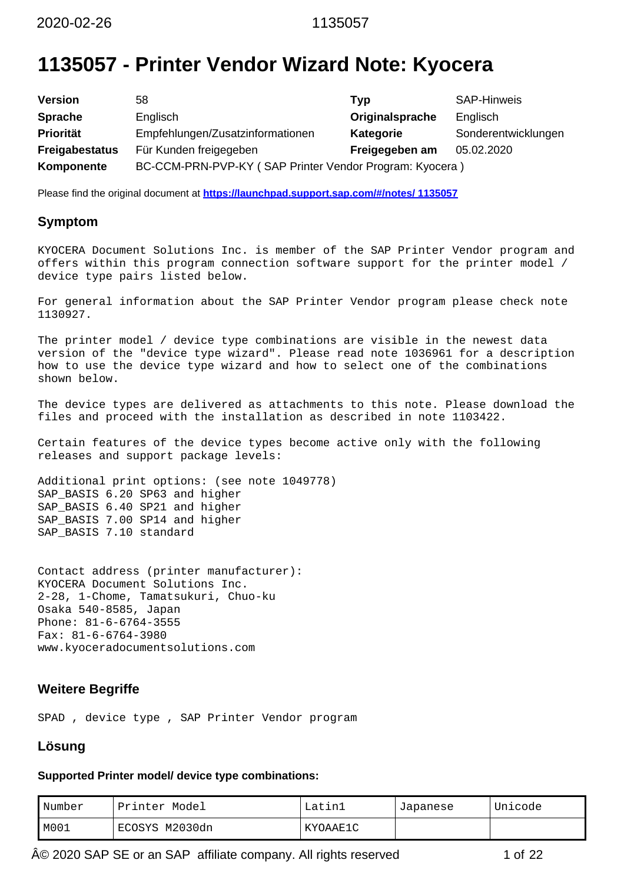# 1135057 - Printer Vendor Wizard Note: Kyocera

| | | | |
|---|---|---|---|
| **Version** | 58 | **Typ** | SAP-Hinweis |
| **Sprache** | Englisch | **Originalsprache** | Englisch |
| **Priorität** | Empfehlungen/Zusatzinformationen | **Kategorie** | Sonderentwicklungen |
| **Freigabestatus** | Für Kunden freigegeben | **Freigegeben am** | 05.02.2020 |
| **Komponente** | BC-CCM-PRN-PVP-KY ( SAP Printer Vendor Program: Kyocera ) | | |

Please find the original document at **https://launchpad.support.sap.com/#/notes/ 1135057**

## Symptom

KYOCERA Document Solutions Inc. is member of the SAP Printer Vendor program and offers within this program connection software support for the printer model / device type pairs listed below.

For general information about the SAP Printer Vendor program please check note 1130927.

The printer model / device type combinations are visible in the newest data version of the "device type wizard". Please read note 1036961 for a description how to use the device type wizard and how to select one of the combinations shown below.

The device types are delivered as attachments to this note. Please download the files and proceed with the installation as described in note 1103422.

Certain features of the device types become active only with the following releases and support package levels:

Additional print options: (see note 1049778)
SAP_BASIS 6.20 SP63 and higher
SAP_BASIS 6.40 SP21 and higher
SAP_BASIS 7.00 SP14 and higher
SAP_BASIS 7.10 standard

Contact address (printer manufacturer):
KYOCERA Document Solutions Inc.
2-28, 1-Chome, Tamatsukuri, Chuo-ku
Osaka 540-8585, Japan
Phone: 81-6-6764-3555
Fax: 81-6-6764-3980
www.kyoceradocumentsolutions.com

## Weitere Begriffe

SPAD , device type , SAP Printer Vendor program

## Lösung

**Supported Printer model/ device type combinations:**

| Number | Printer Model | Latin1 | Japanese | Unicode |
|---|---|---|---|---|
| M001 | ECOSYS M2030dn | KYOAAE1C | | |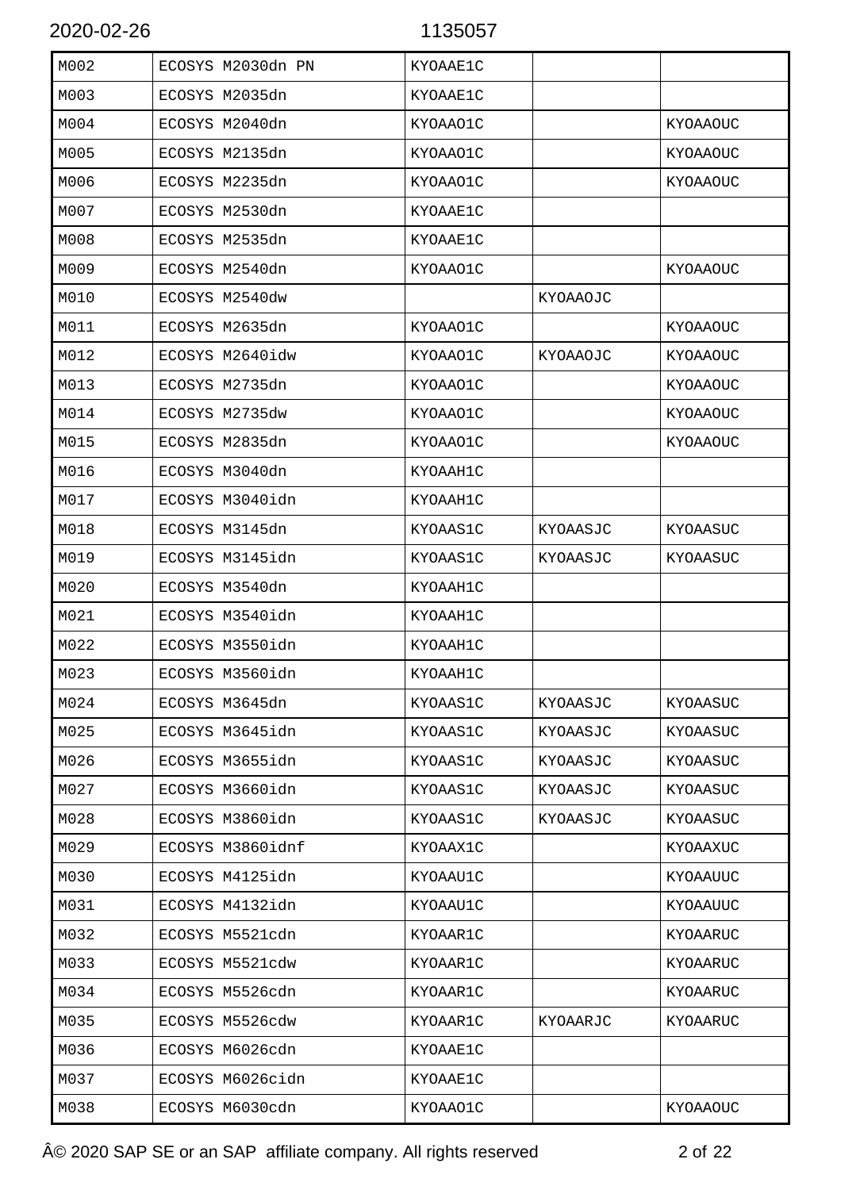| | | | | |
|---|---|---|---|---|
| M002 | ECOSYS M2030dn PN | KYOAAE1C | | |
| M003 | ECOSYS M2035dn | KYOAAE1C | | |
| M004 | ECOSYS M2040dn | KYOAAO1C | | KYOAAOUC |
| M005 | ECOSYS M2135dn | KYOAAO1C | | KYOAAOUC |
| M006 | ECOSYS M2235dn | KYOAAO1C | | KYOAAOUC |
| M007 | ECOSYS M2530dn | KYOAAE1C | | |
| M008 | ECOSYS M2535dn | KYOAAE1C | | |
| M009 | ECOSYS M2540dn | KYOAAO1C | | KYOAAOUC |
| M010 | ECOSYS M2540dw | | KYOAAOJC | |
| M011 | ECOSYS M2635dn | KYOAAO1C | | KYOAAOUC |
| M012 | ECOSYS M2640idw | KYOAAO1C | KYOAAOJC | KYOAAOUC |
| M013 | ECOSYS M2735dn | KYOAAO1C | | KYOAAOUC |
| M014 | ECOSYS M2735dw | KYOAAO1C | | KYOAAOUC |
| M015 | ECOSYS M2835dn | KYOAAO1C | | KYOAAOUC |
| M016 | ECOSYS M3040dn | KYOAAH1C | | |
| M017 | ECOSYS M3040idn | KYOAAH1C | | |
| M018 | ECOSYS M3145dn | KYOAAS1C | KYOAASJC | KYOAASUC |
| M019 | ECOSYS M3145idn | KYOAAS1C | KYOAASJC | KYOAASUC |
| M020 | ECOSYS M3540dn | KYOAAH1C | | |
| M021 | ECOSYS M3540idn | KYOAAH1C | | |
| M022 | ECOSYS M3550idn | KYOAAH1C | | |
| M023 | ECOSYS M3560idn | KYOAAH1C | | |
| M024 | ECOSYS M3645dn | KYOAAS1C | KYOAASJC | KYOAASUC |
| M025 | ECOSYS M3645idn | KYOAAS1C | KYOAASJC | KYOAASUC |
| M026 | ECOSYS M3655idn | KYOAAS1C | KYOAASJC | KYOAASUC |
| M027 | ECOSYS M3660idn | KYOAAS1C | KYOAASJC | KYOAASUC |
| M028 | ECOSYS M3860idn | KYOAAS1C | KYOAASJC | KYOAASUC |
| M029 | ECOSYS M3860idnf | KYOAAX1C | | KYOAAXUC |
| M030 | ECOSYS M4125idn | KYOAAU1C | | KYOAAUUC |
| M031 | ECOSYS M4132idn | KYOAAU1C | | KYOAAUUC |
| M032 | ECOSYS M5521cdn | KYOAAR1C | | KYOAARUC |
| M033 | ECOSYS M5521cdw | KYOAAR1C | | KYOAARUC |
| M034 | ECOSYS M5526cdn | KYOAAR1C | | KYOAARUC |
| M035 | ECOSYS M5526cdw | KYOAAR1C | KYOAARJC | KYOAARUC |
| M036 | ECOSYS M6026cdn | KYOAAE1C | | |
| M037 | ECOSYS M6026cidn | KYOAAE1C | | |
| M038 | ECOSYS M6030cdn | KYOAAO1C | | KYOAAOUC |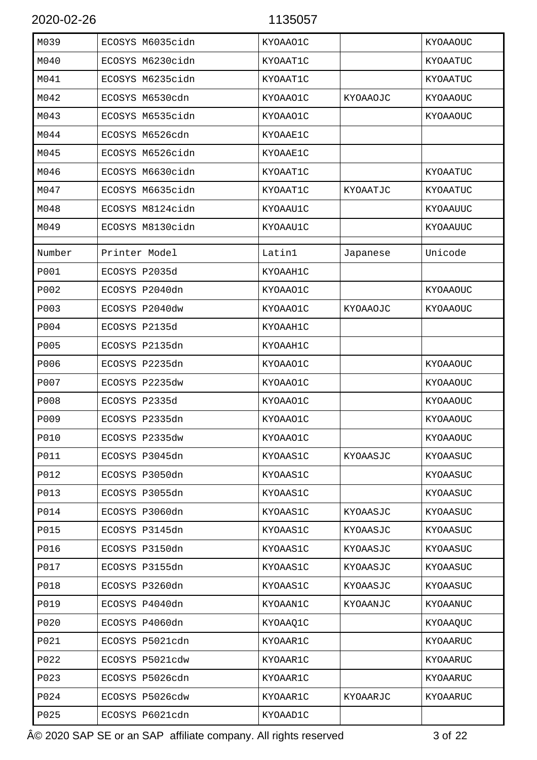| M039 | ECOSYS M6035cidn | KYOAAO1C | | KYOAAOUC |
|---|---|---|---|---|
| M040 | ECOSYS M6230cidn | KYOAAT1C | | KYOAATUC |
| M041 | ECOSYS M6235cidn | KYOAAT1C | | KYOAATUC |
| M042 | ECOSYS M6530cdn | KYOAAO1C | KYOAAOJC | KYOAAOUC |
| M043 | ECOSYS M6535cidn | KYOAAO1C | | KYOAAOUC |
| M044 | ECOSYS M6526cdn | KYOAAE1C | | |
| M045 | ECOSYS M6526cidn | KYOAAE1C | | |
| M046 | ECOSYS M6630cidn | KYOAAT1C | | KYOAATUC |
| M047 | ECOSYS M6635cidn | KYOAAT1C | KYOAATJC | KYOAATUC |
| M048 | ECOSYS M8124cidn | KYOAAU1C | | KYOAAUUC |
| M049 | ECOSYS M8130cidn | KYOAAU1C | | KYOAAUUC |

| Number | Printer Model | Latin1 | Japanese | Unicode |
|---|---|---|---|---|
| P001 | ECOSYS P2035d | KYOAAH1C | | |
| P002 | ECOSYS P2040dn | KYOAAO1C | | KYOAAOUC |
| P003 | ECOSYS P2040dw | KYOAAO1C | KYOAAOJC | KYOAAOUC |
| P004 | ECOSYS P2135d | KYOAAH1C | | |
| P005 | ECOSYS P2135dn | KYOAAH1C | | |
| P006 | ECOSYS P2235dn | KYOAAO1C | | KYOAAOUC |
| P007 | ECOSYS P2235dw | KYOAAO1C | | KYOAAOUC |
| P008 | ECOSYS P2335d | KYOAAO1C | | KYOAAOUC |
| P009 | ECOSYS P2335dn | KYOAAO1C | | KYOAAOUC |
| P010 | ECOSYS P2335dw | KYOAAO1C | | KYOAAOUC |
| P011 | ECOSYS P3045dn | KYOAAS1C | KYOAASJC | KYOAASUC |
| P012 | ECOSYS P3050dn | KYOAAS1C | | KYOAASUC |
| P013 | ECOSYS P3055dn | KYOAAS1C | | KYOAASUC |
| P014 | ECOSYS P3060dn | KYOAAS1C | KYOAASJC | KYOAASUC |
| P015 | ECOSYS P3145dn | KYOAAS1C | KYOAASJC | KYOAASUC |
| P016 | ECOSYS P3150dn | KYOAAS1C | KYOAASJC | KYOAASUC |
| P017 | ECOSYS P3155dn | KYOAAS1C | KYOAASJC | KYOAASUC |
| P018 | ECOSYS P3260dn | KYOAAS1C | KYOAASJC | KYOAASUC |
| P019 | ECOSYS P4040dn | KYOAAN1C | KYOAANJC | KYOAANUC |
| P020 | ECOSYS P4060dn | KYOAAQ1C | | KYOAAQUC |
| P021 | ECOSYS P5021cdn | KYOAAR1C | | KYOAARUC |
| P022 | ECOSYS P5021cdw | KYOAAR1C | | KYOAARUC |
| P023 | ECOSYS P5026cdn | KYOAAR1C | | KYOAARUC |
| P024 | ECOSYS P5026cdw | KYOAAR1C | KYOAARJC | KYOAARUC |
| P025 | ECOSYS P6021cdn | KYOAAD1C | | |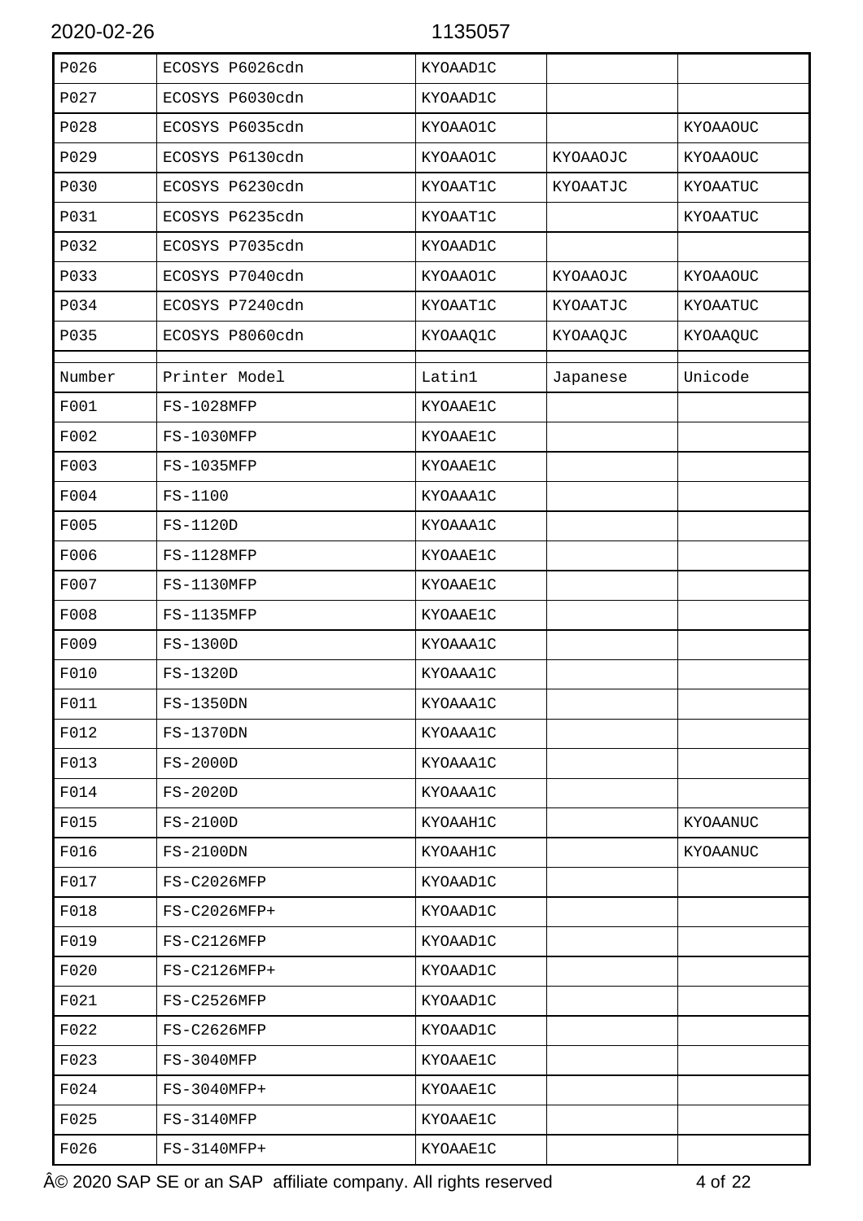| P026 | ECOSYS P6026cdn | KYOAAD1C | | |
|---|---|---|---|---|
| P027 | ECOSYS P6030cdn | KYOAAD1C | | |
| P028 | ECOSYS P6035cdn | KYOAAO1C | | KYOAAOUC |
| P029 | ECOSYS P6130cdn | KYOAAO1C | KYOAAOJC | KYOAAOUC |
| P030 | ECOSYS P6230cdn | KYOAAT1C | KYOAATJC | KYOAATUC |
| P031 | ECOSYS P6235cdn | KYOAAT1C | | KYOAATUC |
| P032 | ECOSYS P7035cdn | KYOAAD1C | | |
| P033 | ECOSYS P7040cdn | KYOAAO1C | KYOAAOJC | KYOAAOUC |
| P034 | ECOSYS P7240cdn | KYOAAT1C | KYOAATJC | KYOAATUC |
| P035 | ECOSYS P8060cdn | KYOAAQ1C | KYOAAQJC | KYOAAQUC |

| Number | Printer Model | Latin1 | Japanese | Unicode |
|---|---|---|---|---|
| F001 | FS-1028MFP | KYOAAE1C | | |
| F002 | FS-1030MFP | KYOAAE1C | | |
| F003 | FS-1035MFP | KYOAAE1C | | |
| F004 | FS-1100 | KYOAAA1C | | |
| F005 | FS-1120D | KYOAAA1C | | |
| F006 | FS-1128MFP | KYOAAE1C | | |
| F007 | FS-1130MFP | KYOAAE1C | | |
| F008 | FS-1135MFP | KYOAAE1C | | |
| F009 | FS-1300D | KYOAAA1C | | |
| F010 | FS-1320D | KYOAAA1C | | |
| F011 | FS-1350DN | KYOAAA1C | | |
| F012 | FS-1370DN | KYOAAA1C | | |
| F013 | FS-2000D | KYOAAA1C | | |
| F014 | FS-2020D | KYOAAA1C | | |
| F015 | FS-2100D | KYOAAH1C | | KYOAANUC |
| F016 | FS-2100DN | KYOAAH1C | | KYOAANUC |
| F017 | FS-C2026MFP | KYOAAD1C | | |
| F018 | FS-C2026MFP+ | KYOAAD1C | | |
| F019 | FS-C2126MFP | KYOAAD1C | | |
| F020 | FS-C2126MFP+ | KYOAAD1C | | |
| F021 | FS-C2526MFP | KYOAAD1C | | |
| F022 | FS-C2626MFP | KYOAAD1C | | |
| F023 | FS-3040MFP | KYOAAE1C | | |
| F024 | FS-3040MFP+ | KYOAAE1C | | |
| F025 | FS-3140MFP | KYOAAE1C | | |
| F026 | FS-3140MFP+ | KYOAAE1C | | |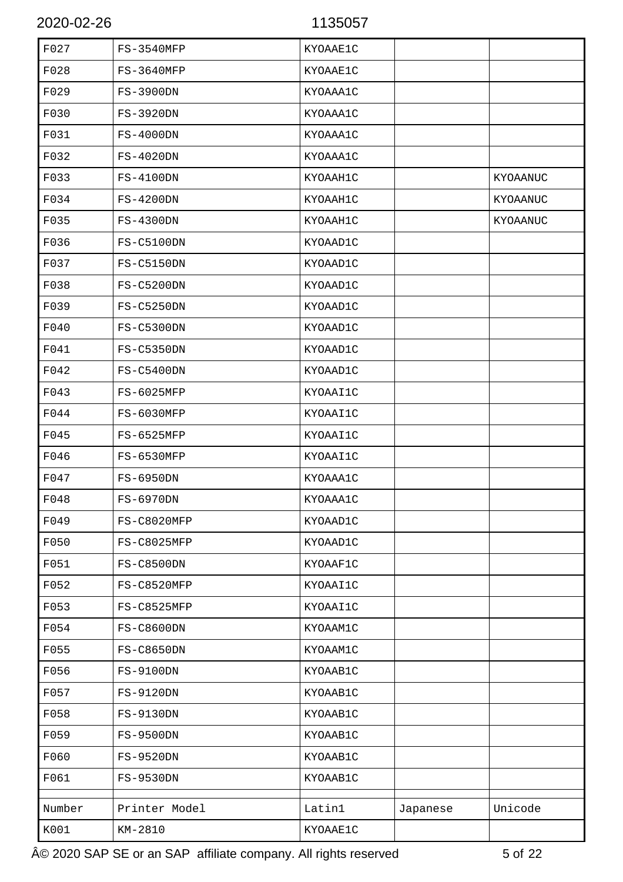| | | | | |
|---|---|---|---|---|
| F027 | FS-3540MFP | KYOAAE1C | | |
| F028 | FS-3640MFP | KYOAAE1C | | |
| F029 | FS-3900DN | KYOAAA1C | | |
| F030 | FS-3920DN | KYOAAA1C | | |
| F031 | FS-4000DN | KYOAAA1C | | |
| F032 | FS-4020DN | KYOAAA1C | | |
| F033 | FS-4100DN | KYOAAH1C | | KYOAANUC |
| F034 | FS-4200DN | KYOAAH1C | | KYOAANUC |
| F035 | FS-4300DN | KYOAAH1C | | KYOAANUC |
| F036 | FS-C5100DN | KYOAAD1C | | |
| F037 | FS-C5150DN | KYOAAD1C | | |
| F038 | FS-C5200DN | KYOAAD1C | | |
| F039 | FS-C5250DN | KYOAAD1C | | |
| F040 | FS-C5300DN | KYOAAD1C | | |
| F041 | FS-C5350DN | KYOAAD1C | | |
| F042 | FS-C5400DN | KYOAAD1C | | |
| F043 | FS-6025MFP | KYOAAI1C | | |
| F044 | FS-6030MFP | KYOAAI1C | | |
| F045 | FS-6525MFP | KYOAAI1C | | |
| F046 | FS-6530MFP | KYOAAI1C | | |
| F047 | FS-6950DN | KYOAAA1C | | |
| F048 | FS-6970DN | KYOAAA1C | | |
| F049 | FS-C8020MFP | KYOAAD1C | | |
| F050 | FS-C8025MFP | KYOAAD1C | | |
| F051 | FS-C8500DN | KYOAAF1C | | |
| F052 | FS-C8520MFP | KYOAAI1C | | |
| F053 | FS-C8525MFP | KYOAAI1C | | |
| F054 | FS-C8600DN | KYOAAM1C | | |
| F055 | FS-C8650DN | KYOAAM1C | | |
| F056 | FS-9100DN | KYOAAB1C | | |
| F057 | FS-9120DN | KYOAAB1C | | |
| F058 | FS-9130DN | KYOAAB1C | | |
| F059 | FS-9500DN | KYOAAB1C | | |
| F060 | FS-9520DN | KYOAAB1C | | |
| F061 | FS-9530DN | KYOAAB1C | | |

| Number | Printer Model | Latin1 | Japanese | Unicode |
|---|---|---|---|---|
| K001 | KM-2810 | KYOAAE1C | | |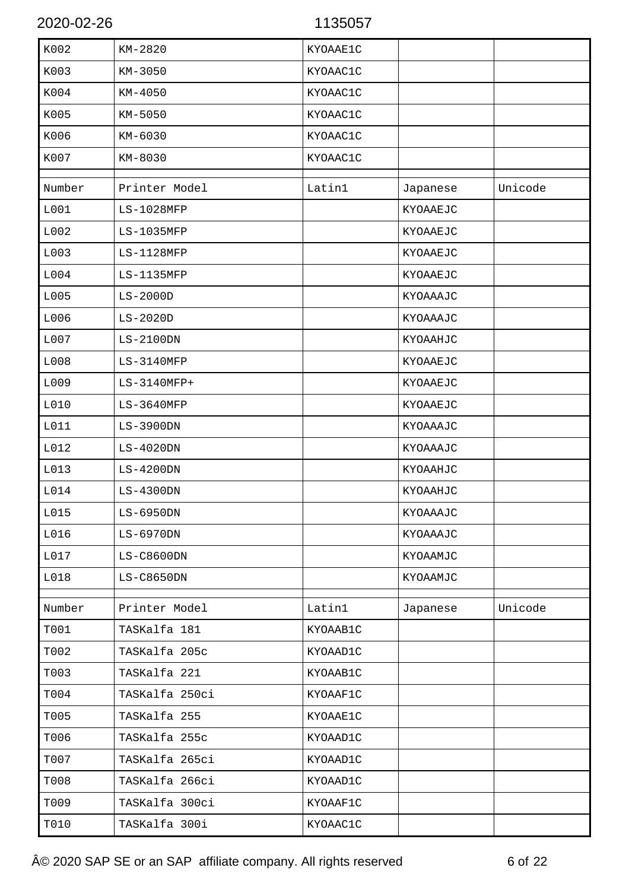| | | | | |
|---|---|---|---|---|
| K002 | KM-2820 | KYOAAE1C | | |
| K003 | KM-3050 | KYOAAC1C | | |
| K004 | KM-4050 | KYOAAC1C | | |
| K005 | KM-5050 | KYOAAC1C | | |
| K006 | KM-6030 | KYOAAC1C | | |
| K007 | KM-8030 | KYOAAC1C | | |

| Number | Printer Model | Latin1 | Japanese | Unicode |
|---|---|---|---|---|
| L001 | LS-1028MFP | | KYOAAEJC | |
| L002 | LS-1035MFP | | KYOAAEJC | |
| L003 | LS-1128MFP | | KYOAAEJC | |
| L004 | LS-1135MFP | | KYOAAEJC | |
| L005 | LS-2000D | | KYOAAAJC | |
| L006 | LS-2020D | | KYOAAAJC | |
| L007 | LS-2100DN | | KYOAAHJC | |
| L008 | LS-3140MFP | | KYOAAEJC | |
| L009 | LS-3140MFP+ | | KYOAAEJC | |
| L010 | LS-3640MFP | | KYOAAEJC | |
| L011 | LS-3900DN | | KYOAAAJC | |
| L012 | LS-4020DN | | KYOAAAJC | |
| L013 | LS-4200DN | | KYOAAHJC | |
| L014 | LS-4300DN | | KYOAAHJC | |
| L015 | LS-6950DN | | KYOAAAJC | |
| L016 | LS-6970DN | | KYOAAAJC | |
| L017 | LS-C8600DN | | KYOAAMJC | |
| L018 | LS-C8650DN | | KYOAAMJC | |

| Number | Printer Model | Latin1 | Japanese | Unicode |
|---|---|---|---|---|
| T001 | TASKalfa 181 | KYOAAB1C | | |
| T002 | TASKalfa 205c | KYOAAD1C | | |
| T003 | TASKalfa 221 | KYOAAB1C | | |
| T004 | TASKalfa 250ci | KYOAAF1C | | |
| T005 | TASKalfa 255 | KYOAAE1C | | |
| T006 | TASKalfa 255c | KYOAAD1C | | |
| T007 | TASKalfa 265ci | KYOAAD1C | | |
| T008 | TASKalfa 266ci | KYOAAD1C | | |
| T009 | TASKalfa 300ci | KYOAAF1C | | |
| T010 | TASKalfa 300i | KYOAAC1C | | |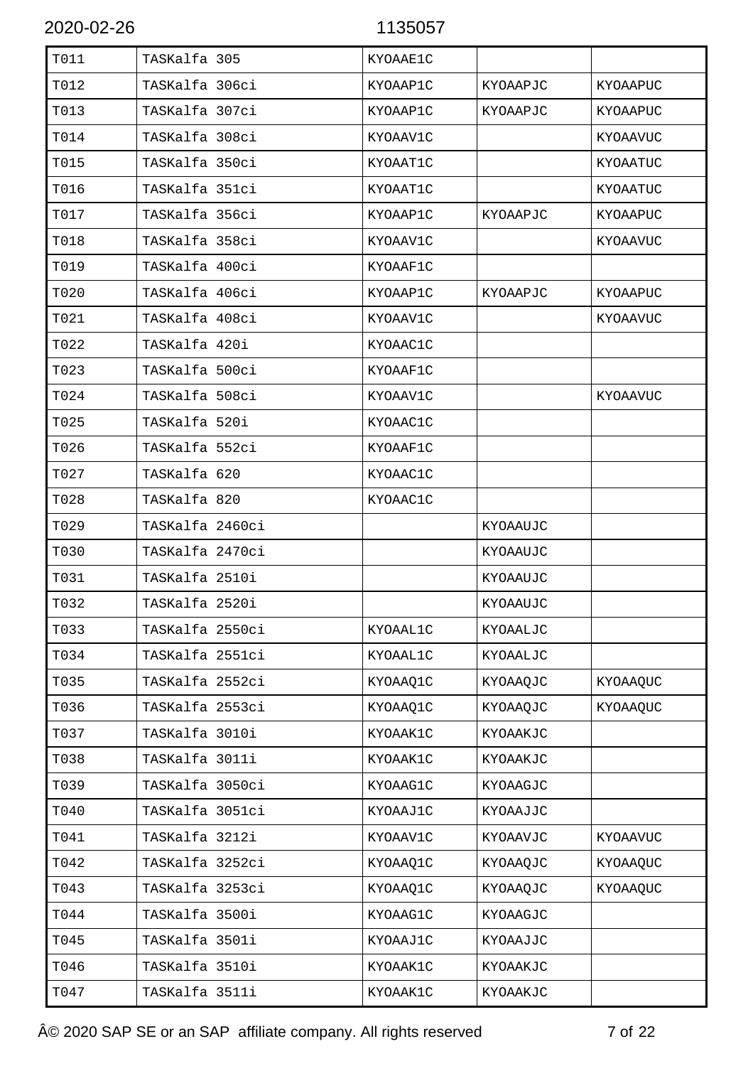| T011 | TASKalfa 305 | KYOAAE1C | | |
|---|---|---|---|---|
| T012 | TASKalfa 306ci | KYOAAP1C | KYOAAPJC | KYOAAPUC |
| T013 | TASKalfa 307ci | KYOAAP1C | KYOAAPJC | KYOAAPUC |
| T014 | TASKalfa 308ci | KYOAAV1C | | KYOAAVUC |
| T015 | TASKalfa 350ci | KYOAAT1C | | KYOAATUC |
| T016 | TASKalfa 351ci | KYOAAT1C | | KYOAATUC |
| T017 | TASKalfa 356ci | KYOAAP1C | KYOAAPJC | KYOAAPUC |
| T018 | TASKalfa 358ci | KYOAAV1C | | KYOAAVUC |
| T019 | TASKalfa 400ci | KYOAAF1C | | |
| T020 | TASKalfa 406ci | KYOAAP1C | KYOAAPJC | KYOAAPUC |
| T021 | TASKalfa 408ci | KYOAAV1C | | KYOAAVUC |
| T022 | TASKalfa 420i | KYOAAC1C | | |
| T023 | TASKalfa 500ci | KYOAAF1C | | |
| T024 | TASKalfa 508ci | KYOAAV1C | | KYOAAVUC |
| T025 | TASKalfa 520i | KYOAAC1C | | |
| T026 | TASKalfa 552ci | KYOAAF1C | | |
| T027 | TASKalfa 620 | KYOAAC1C | | |
| T028 | TASKalfa 820 | KYOAAC1C | | |
| T029 | TASKalfa 2460ci | | KYOAAUJC | |
| T030 | TASKalfa 2470ci | | KYOAAUJC | |
| T031 | TASKalfa 2510i | | KYOAAUJC | |
| T032 | TASKalfa 2520i | | KYOAAUJC | |
| T033 | TASKalfa 2550ci | KYOAAL1C | KYOAALJC | |
| T034 | TASKalfa 2551ci | KYOAAL1C | KYOAALJC | |
| T035 | TASKalfa 2552ci | KYOAAQ1C | KYOAAQJC | KYOAAQUC |
| T036 | TASKalfa 2553ci | KYOAAQ1C | KYOAAQJC | KYOAAQUC |
| T037 | TASKalfa 3010i | KYOAAK1C | KYOAAKJC | |
| T038 | TASKalfa 3011i | KYOAAK1C | KYOAAKJC | |
| T039 | TASKalfa 3050ci | KYOAAG1C | KYOAAGJC | |
| T040 | TASKalfa 3051ci | KYOAAJ1C | KYOAAJJC | |
| T041 | TASKalfa 3212i | KYOAAV1C | KYOAAVJC | KYOAAVUC |
| T042 | TASKalfa 3252ci | KYOAAQ1C | KYOAAQJC | KYOAAQUC |
| T043 | TASKalfa 3253ci | KYOAAQ1C | KYOAAQJC | KYOAAQUC |
| T044 | TASKalfa 3500i | KYOAAG1C | KYOAAGJC | |
| T045 | TASKalfa 3501i | KYOAAJ1C | KYOAAJJC | |
| T046 | TASKalfa 3510i | KYOAAK1C | KYOAAKJC | |
| T047 | TASKalfa 3511i | KYOAAK1C | KYOAAKJC | |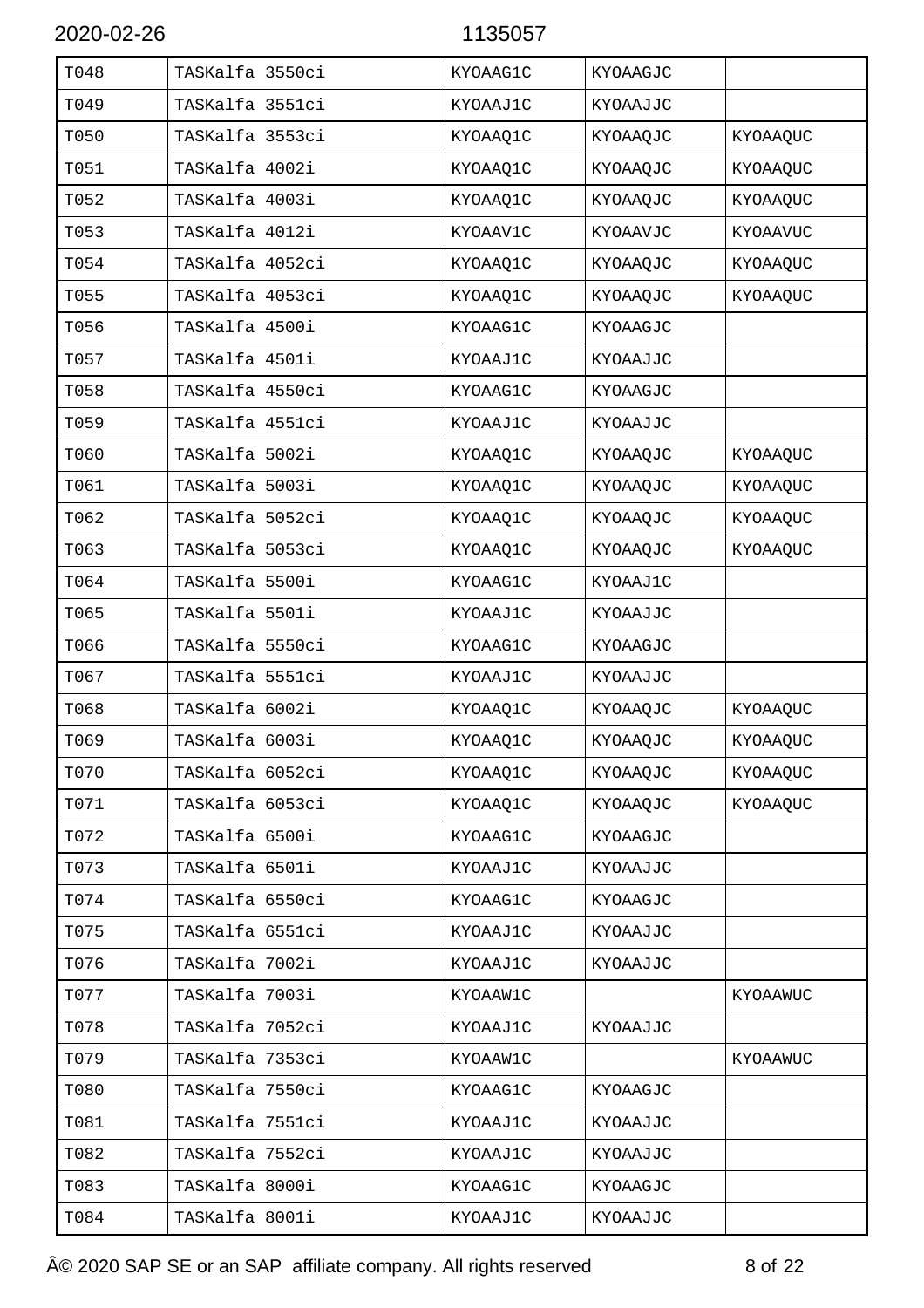| T048 | TASKalfa 3550ci | KYOAAG1C | KYOAAGJC | |
|---|---|---|---|---|
| T049 | TASKalfa 3551ci | KYOAAJ1C | KYOAAJJC | |
| T050 | TASKalfa 3553ci | KYOAAQ1C | KYOAAQJC | KYOAAQUC |
| T051 | TASKalfa 4002i | KYOAAQ1C | KYOAAQJC | KYOAAQUC |
| T052 | TASKalfa 4003i | KYOAAQ1C | KYOAAQJC | KYOAAQUC |
| T053 | TASKalfa 4012i | KYOAAV1C | KYOAAVJC | KYOAAVUC |
| T054 | TASKalfa 4052ci | KYOAAQ1C | KYOAAQJC | KYOAAQUC |
| T055 | TASKalfa 4053ci | KYOAAQ1C | KYOAAQJC | KYOAAQUC |
| T056 | TASKalfa 4500i | KYOAAG1C | KYOAAGJC | |
| T057 | TASKalfa 4501i | KYOAAJ1C | KYOAAJJC | |
| T058 | TASKalfa 4550ci | KYOAAG1C | KYOAAGJC | |
| T059 | TASKalfa 4551ci | KYOAAJ1C | KYOAAJJC | |
| T060 | TASKalfa 5002i | KYOAAQ1C | KYOAAQJC | KYOAAQUC |
| T061 | TASKalfa 5003i | KYOAAQ1C | KYOAAQJC | KYOAAQUC |
| T062 | TASKalfa 5052ci | KYOAAQ1C | KYOAAQJC | KYOAAQUC |
| T063 | TASKalfa 5053ci | KYOAAQ1C | KYOAAQJC | KYOAAQUC |
| T064 | TASKalfa 5500i | KYOAAG1C | KYOAAJ1C | |
| T065 | TASKalfa 5501i | KYOAAJ1C | KYOAAJJC | |
| T066 | TASKalfa 5550ci | KYOAAG1C | KYOAAGJC | |
| T067 | TASKalfa 5551ci | KYOAAJ1C | KYOAAJJC | |
| T068 | TASKalfa 6002i | KYOAAQ1C | KYOAAQJC | KYOAAQUC |
| T069 | TASKalfa 6003i | KYOAAQ1C | KYOAAQJC | KYOAAQUC |
| T070 | TASKalfa 6052ci | KYOAAQ1C | KYOAAQJC | KYOAAQUC |
| T071 | TASKalfa 6053ci | KYOAAQ1C | KYOAAQJC | KYOAAQUC |
| T072 | TASKalfa 6500i | KYOAAG1C | KYOAAGJC | |
| T073 | TASKalfa 6501i | KYOAAJ1C | KYOAAJJC | |
| T074 | TASKalfa 6550ci | KYOAAG1C | KYOAAGJC | |
| T075 | TASKalfa 6551ci | KYOAAJ1C | KYOAAJJC | |
| T076 | TASKalfa 7002i | KYOAAJ1C | KYOAAJJC | |
| T077 | TASKalfa 7003i | KYOAAW1C | | KYOAAWUC |
| T078 | TASKalfa 7052ci | KYOAAJ1C | KYOAAJJC | |
| T079 | TASKalfa 7353ci | KYOAAW1C | | KYOAAWUC |
| T080 | TASKalfa 7550ci | KYOAAG1C | KYOAAGJC | |
| T081 | TASKalfa 7551ci | KYOAAJ1C | KYOAAJJC | |
| T082 | TASKalfa 7552ci | KYOAAJ1C | KYOAAJJC | |
| T083 | TASKalfa 8000i | KYOAAG1C | KYOAAGJC | |
| T084 | TASKalfa 8001i | KYOAAJ1C | KYOAAJJC | |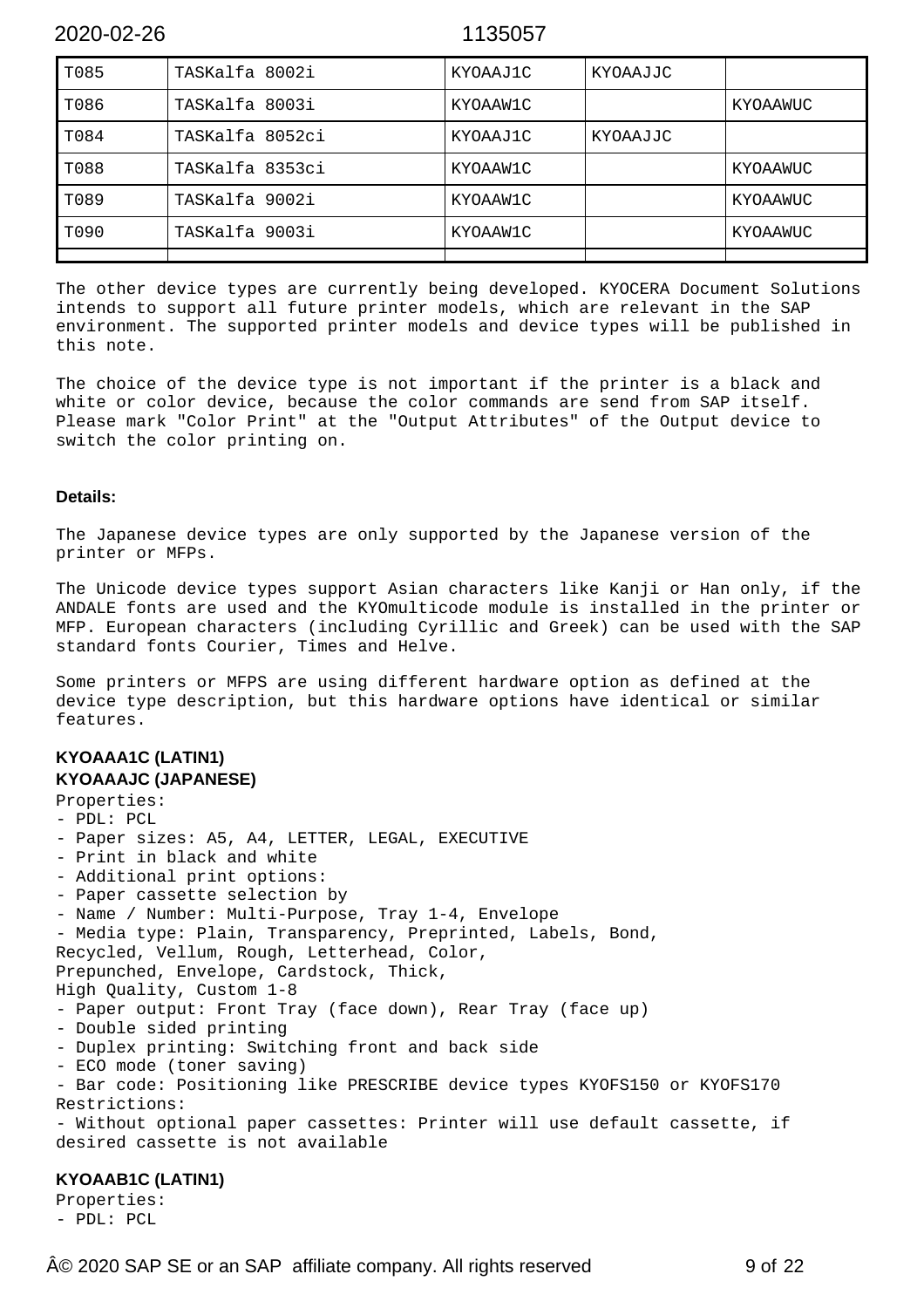| T085 | TASKalfa 8002i | KYOAAJ1C | KYOAAJJC | |
|---|---|---|---|---|
| T086 | TASKalfa 8003i | KYOAAW1C | | KYOAAWUC |
| T084 | TASKalfa 8052ci | KYOAAJ1C | KYOAAJJC | |
| T088 | TASKalfa 8353ci | KYOAAW1C | | KYOAAWUC |
| T089 | TASKalfa 9002i | KYOAAW1C | | KYOAAWUC |
| T090 | TASKalfa 9003i | KYOAAW1C | | KYOAAWUC |
| | | | | |

The other device types are currently being developed. KYOCERA Document Solutions intends to support all future printer models, which are relevant in the SAP environment. The supported printer models and device types will be published in this note.

The choice of the device type is not important if the printer is a black and white or color device, because the color commands are send from SAP itself. Please mark "Color Print" at the "Output Attributes" of the Output device to switch the color printing on.

**Details:**

The Japanese device types are only supported by the Japanese version of the printer or MFPs.

The Unicode device types support Asian characters like Kanji or Han only, if the ANDALE fonts are used and the KYOmulticode module is installed in the printer or MFP. European characters (including Cyrillic and Greek) can be used with the SAP standard fonts Courier, Times and Helve.

Some printers or MFPS are using different hardware option as defined at the device type description, but this hardware options have identical or similar features.

**KYOAAA1C (LATIN1)**
**KYOAAAJC (JAPANESE)**

Properties:
- PDL: PCL
- Paper sizes: A5, A4, LETTER, LEGAL, EXECUTIVE
- Print in black and white
- Additional print options:
- Paper cassette selection by
- Name / Number: Multi-Purpose, Tray 1-4, Envelope
- Media type: Plain, Transparency, Preprinted, Labels, Bond, Recycled, Vellum, Rough, Letterhead, Color, Prepunched, Envelope, Cardstock, Thick, High Quality, Custom 1-8
- Paper output: Front Tray (face down), Rear Tray (face up)
- Double sided printing
- Duplex printing: Switching front and back side
- ECO mode (toner saving)
- Bar code: Positioning like PRESCRIBE device types KYOFS150 or KYOFS170

Restrictions:
- Without optional paper cassettes: Printer will use default cassette, if desired cassette is not available

**KYOAAB1C (LATIN1)**

Properties:
- PDL: PCL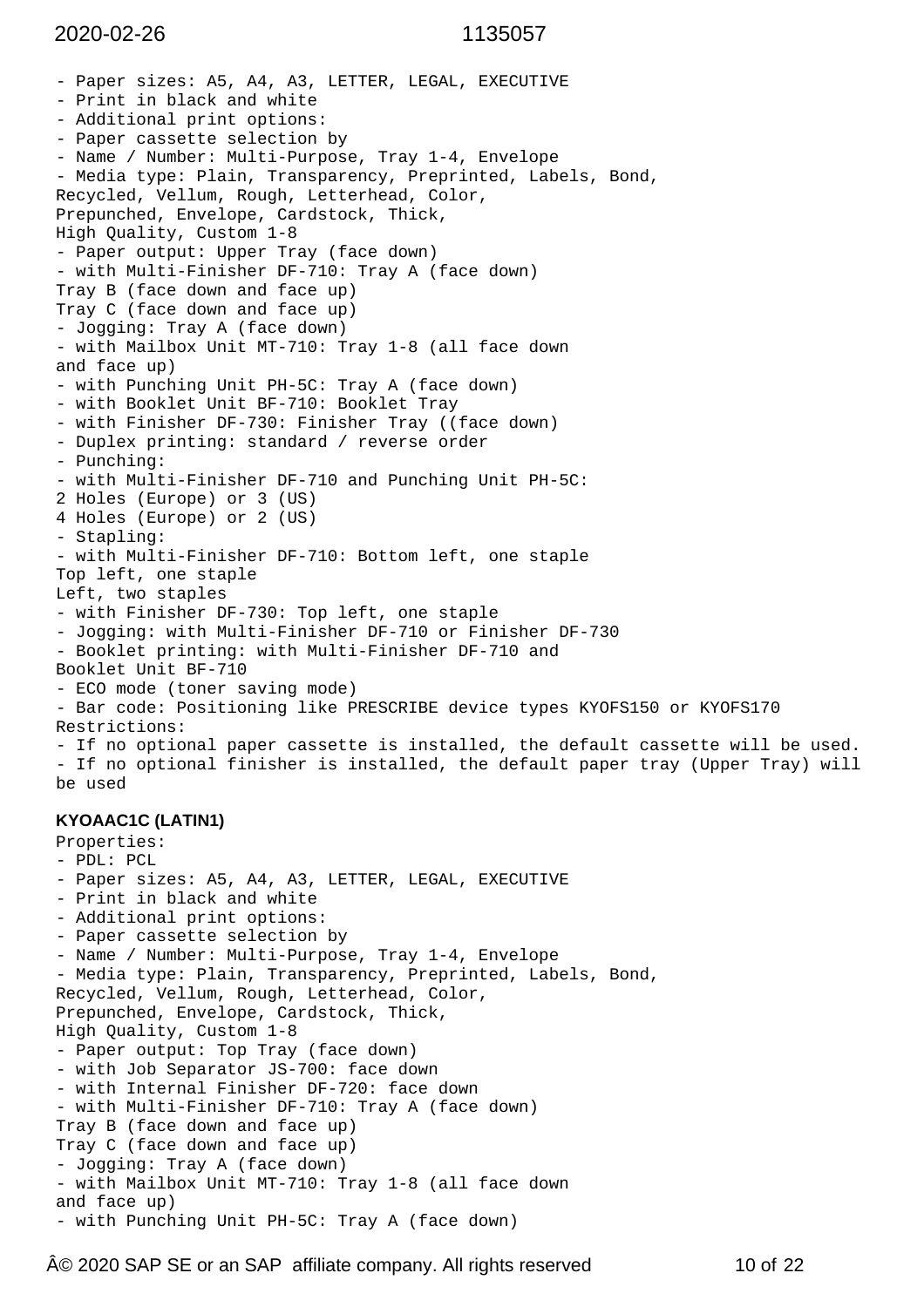- Paper sizes: A5, A4, A3, LETTER, LEGAL, EXECUTIVE
- Print in black and white
- Additional print options:
- Paper cassette selection by
- Name / Number: Multi-Purpose, Tray 1-4, Envelope
- Media type: Plain, Transparency, Preprinted, Labels, Bond,
Recycled, Vellum, Rough, Letterhead, Color,
Prepunched, Envelope, Cardstock, Thick,
High Quality, Custom 1-8
- Paper output: Upper Tray (face down)
- with Multi-Finisher DF-710: Tray A (face down)
Tray B (face down and face up)
Tray C (face down and face up)
- Jogging: Tray A (face down)
- with Mailbox Unit MT-710: Tray 1-8 (all face down
and face up)
- with Punching Unit PH-5C: Tray A (face down)
- with Booklet Unit BF-710: Booklet Tray
- with Finisher DF-730: Finisher Tray ((face down)
- Duplex printing: standard / reverse order
- Punching:
- with Multi-Finisher DF-710 and Punching Unit PH-5C:
2 Holes (Europe) or 3 (US)
4 Holes (Europe) or 2 (US)
- Stapling:
- with Multi-Finisher DF-710: Bottom left, one staple
Top left, one staple
Left, two staples
- with Finisher DF-730: Top left, one staple
- Jogging: with Multi-Finisher DF-710 or Finisher DF-730
- Booklet printing: with Multi-Finisher DF-710 and
Booklet Unit BF-710
- ECO mode (toner saving mode)
- Bar code: Positioning like PRESCRIBE device types KYOFS150 or KYOFS170
Restrictions:
- If no optional paper cassette is installed, the default cassette will be used.
- If no optional finisher is installed, the default paper tray (Upper Tray) will
be used

**KYOAAC1C (LATIN1)**

Properties:
- PDL: PCL
- Paper sizes: A5, A4, A3, LETTER, LEGAL, EXECUTIVE
- Print in black and white
- Additional print options:
- Paper cassette selection by
- Name / Number: Multi-Purpose, Tray 1-4, Envelope
- Media type: Plain, Transparency, Preprinted, Labels, Bond,
Recycled, Vellum, Rough, Letterhead, Color,
Prepunched, Envelope, Cardstock, Thick,
High Quality, Custom 1-8
- Paper output: Top Tray (face down)
- with Job Separator JS-700: face down
- with Internal Finisher DF-720: face down
- with Multi-Finisher DF-710: Tray A (face down)
Tray B (face down and face up)
Tray C (face down and face up)
- Jogging: Tray A (face down)
- with Mailbox Unit MT-710: Tray 1-8 (all face down
and face up)
- with Punching Unit PH-5C: Tray A (face down)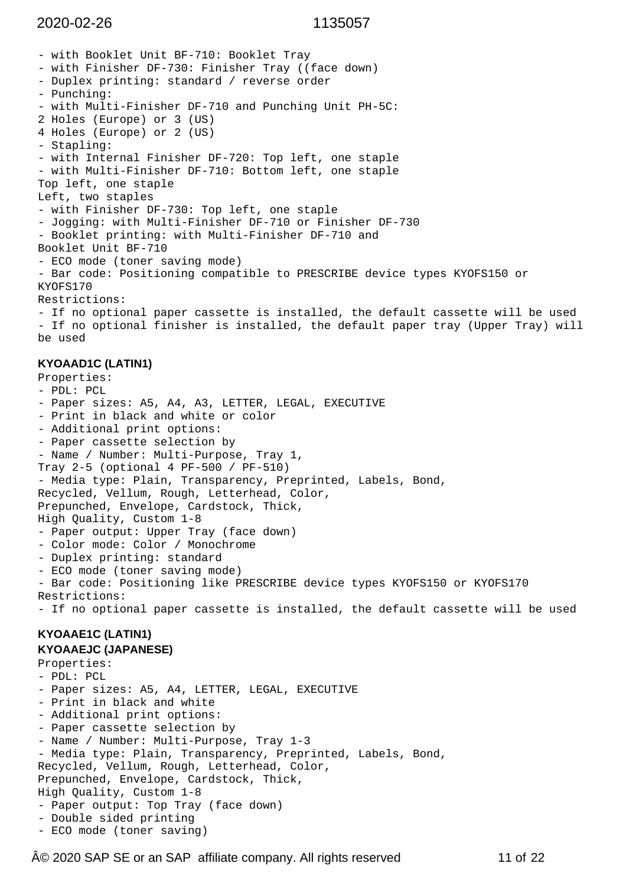- with Booklet Unit BF-710: Booklet Tray
- with Finisher DF-730: Finisher Tray ((face down)
- Duplex printing: standard / reverse order
- Punching:
- with Multi-Finisher DF-710 and Punching Unit PH-5C:
2 Holes (Europe) or 3 (US)
4 Holes (Europe) or 2 (US)
- Stapling:
- with Internal Finisher DF-720: Top left, one staple
- with Multi-Finisher DF-710: Bottom left, one staple
Top left, one staple
Left, two staples
- with Finisher DF-730: Top left, one staple
- Jogging: with Multi-Finisher DF-710 or Finisher DF-730
- Booklet printing: with Multi-Finisher DF-710 and
Booklet Unit BF-710
- ECO mode (toner saving mode)
- Bar code: Positioning compatible to PRESCRIBE device types KYOFS150 or
KYOFS170
Restrictions:
- If no optional paper cassette is installed, the default cassette will be used
- If no optional finisher is installed, the default paper tray (Upper Tray) will be used

**KYOAAD1C (LATIN1)**

Properties:
- PDL: PCL
- Paper sizes: A5, A4, A3, LETTER, LEGAL, EXECUTIVE
- Print in black and white or color
- Additional print options:
- Paper cassette selection by
- Name / Number: Multi-Purpose, Tray 1,
Tray 2-5 (optional 4 PF-500 / PF-510)
- Media type: Plain, Transparency, Preprinted, Labels, Bond,
Recycled, Vellum, Rough, Letterhead, Color,
Prepunched, Envelope, Cardstock, Thick,
High Quality, Custom 1-8
- Paper output: Upper Tray (face down)
- Color mode: Color / Monochrome
- Duplex printing: standard
- ECO mode (toner saving mode)
- Bar code: Positioning like PRESCRIBE device types KYOFS150 or KYOFS170
Restrictions:
- If no optional paper cassette is installed, the default cassette will be used

**KYOAAE1C (LATIN1)**
**KYOAAEJC (JAPANESE)**

Properties:
- PDL: PCL
- Paper sizes: A5, A4, LETTER, LEGAL, EXECUTIVE
- Print in black and white
- Additional print options:
- Paper cassette selection by
- Name / Number: Multi-Purpose, Tray 1-3
- Media type: Plain, Transparency, Preprinted, Labels, Bond,
Recycled, Vellum, Rough, Letterhead, Color,
Prepunched, Envelope, Cardstock, Thick,
High Quality, Custom 1-8
- Paper output: Top Tray (face down)
- Double sided printing
- ECO mode (toner saving)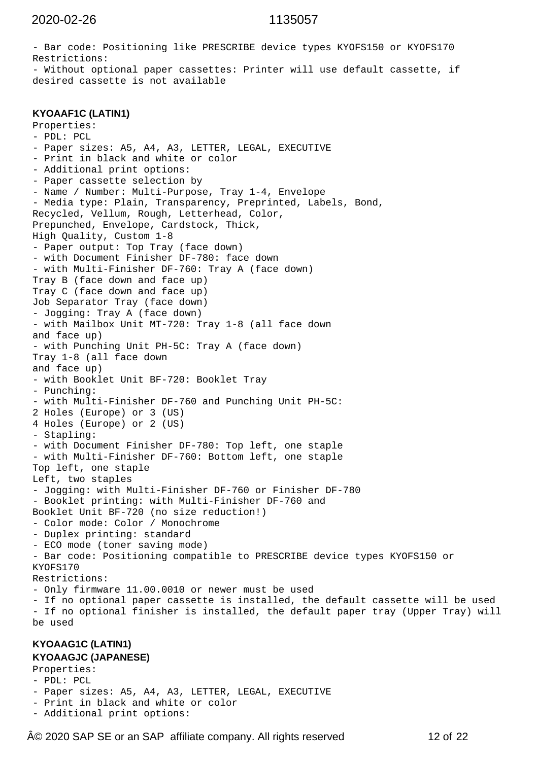- Bar code: Positioning like PRESCRIBE device types KYOFS150 or KYOFS170
Restrictions:
- Without optional paper cassettes: Printer will use default cassette, if desired cassette is not available

**KYOAAF1C (LATIN1)**

Properties:
- PDL: PCL
- Paper sizes: A5, A4, A3, LETTER, LEGAL, EXECUTIVE
- Print in black and white or color
- Additional print options:
- Paper cassette selection by
- Name / Number: Multi-Purpose, Tray 1-4, Envelope
- Media type: Plain, Transparency, Preprinted, Labels, Bond,
Recycled, Vellum, Rough, Letterhead, Color,
Prepunched, Envelope, Cardstock, Thick,
High Quality, Custom 1-8
- Paper output: Top Tray (face down)
- with Document Finisher DF-780: face down
- with Multi-Finisher DF-760: Tray A (face down)
Tray B (face down and face up)
Tray C (face down and face up)
Job Separator Tray (face down)
- Jogging: Tray A (face down)
- with Mailbox Unit MT-720: Tray 1-8 (all face down
and face up)
- with Punching Unit PH-5C: Tray A (face down)
Tray 1-8 (all face down
and face up)
- with Booklet Unit BF-720: Booklet Tray
- Punching:
- with Multi-Finisher DF-760 and Punching Unit PH-5C:
2 Holes (Europe) or 3 (US)
4 Holes (Europe) or 2 (US)
- Stapling:
- with Document Finisher DF-780: Top left, one staple
- with Multi-Finisher DF-760: Bottom left, one staple
Top left, one staple
Left, two staples
- Jogging: with Multi-Finisher DF-760 or Finisher DF-780
- Booklet printing: with Multi-Finisher DF-760 and
Booklet Unit BF-720 (no size reduction!)
- Color mode: Color / Monochrome
- Duplex printing: standard
- ECO mode (toner saving mode)
- Bar code: Positioning compatible to PRESCRIBE device types KYOFS150 or KYOFS170
Restrictions:
- Only firmware 11.00.0010 or newer must be used
- If no optional paper cassette is installed, the default cassette will be used
- If no optional finisher is installed, the default paper tray (Upper Tray) will be used

**KYOAAG1C (LATIN1)**
**KYOAAGJC (JAPANESE)**

Properties:
- PDL: PCL
- Paper sizes: A5, A4, A3, LETTER, LEGAL, EXECUTIVE
- Print in black and white or color
- Additional print options: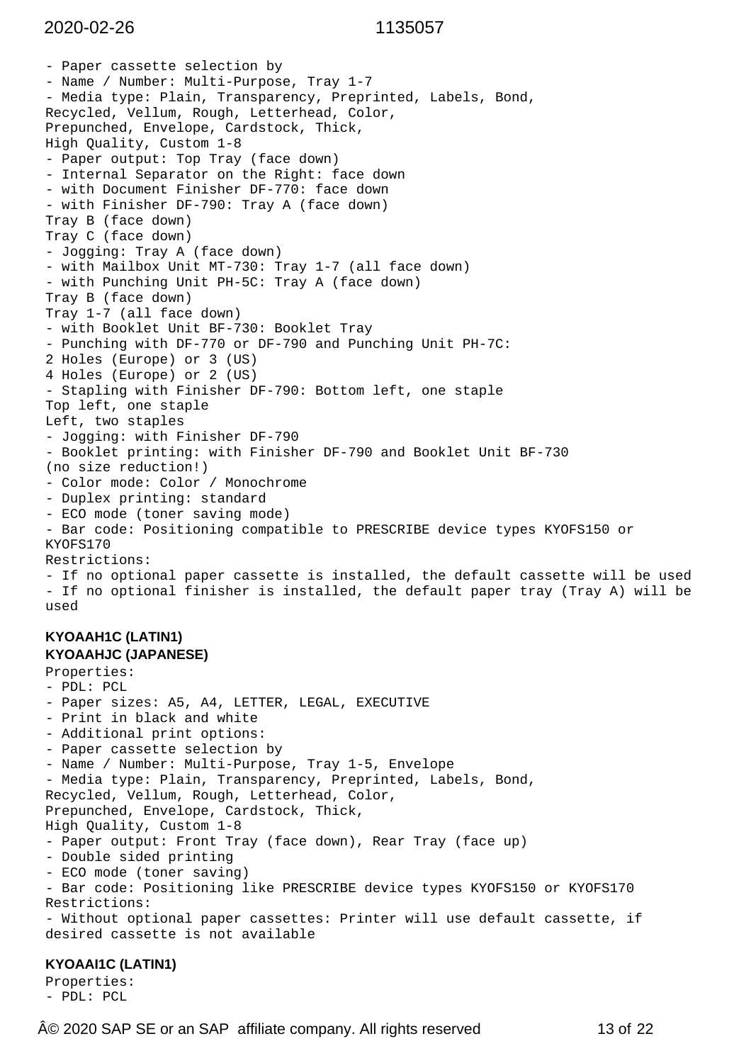- Paper cassette selection by
- Name / Number: Multi-Purpose, Tray 1-7
- Media type: Plain, Transparency, Preprinted, Labels, Bond, Recycled, Vellum, Rough, Letterhead, Color, Prepunched, Envelope, Cardstock, Thick, High Quality, Custom 1-8
- Paper output: Top Tray (face down)
- Internal Separator on the Right: face down
- with Document Finisher DF-770: face down
- with Finisher DF-790: Tray A (face down)
Tray B (face down)
Tray C (face down)
- Jogging: Tray A (face down)
- with Mailbox Unit MT-730: Tray 1-7 (all face down)
- with Punching Unit PH-5C: Tray A (face down)
Tray B (face down)
Tray 1-7 (all face down)
- with Booklet Unit BF-730: Booklet Tray
- Punching with DF-770 or DF-790 and Punching Unit PH-7C:
2 Holes (Europe) or 3 (US)
4 Holes (Europe) or 2 (US)
- Stapling with Finisher DF-790: Bottom left, one staple
Top left, one staple
Left, two staples
- Jogging: with Finisher DF-790
- Booklet printing: with Finisher DF-790 and Booklet Unit BF-730
(no size reduction!)
- Color mode: Color / Monochrome
- Duplex printing: standard
- ECO mode (toner saving mode)
- Bar code: Positioning compatible to PRESCRIBE device types KYOFS150 or KYOFS170

Restrictions:
- If no optional paper cassette is installed, the default cassette will be used
- If no optional finisher is installed, the default paper tray (Tray A) will be used

**KYOAAH1C (LATIN1)**
**KYOAAHJC (JAPANESE)**

Properties:
- PDL: PCL
- Paper sizes: A5, A4, LETTER, LEGAL, EXECUTIVE
- Print in black and white
- Additional print options:
- Paper cassette selection by
- Name / Number: Multi-Purpose, Tray 1-5, Envelope
- Media type: Plain, Transparency, Preprinted, Labels, Bond, Recycled, Vellum, Rough, Letterhead, Color, Prepunched, Envelope, Cardstock, Thick, High Quality, Custom 1-8
- Paper output: Front Tray (face down), Rear Tray (face up)
- Double sided printing
- ECO mode (toner saving)
- Bar code: Positioning like PRESCRIBE device types KYOFS150 or KYOFS170

Restrictions:
- Without optional paper cassettes: Printer will use default cassette, if desired cassette is not available

**KYOAAI1C (LATIN1)**

Properties:
- PDL: PCL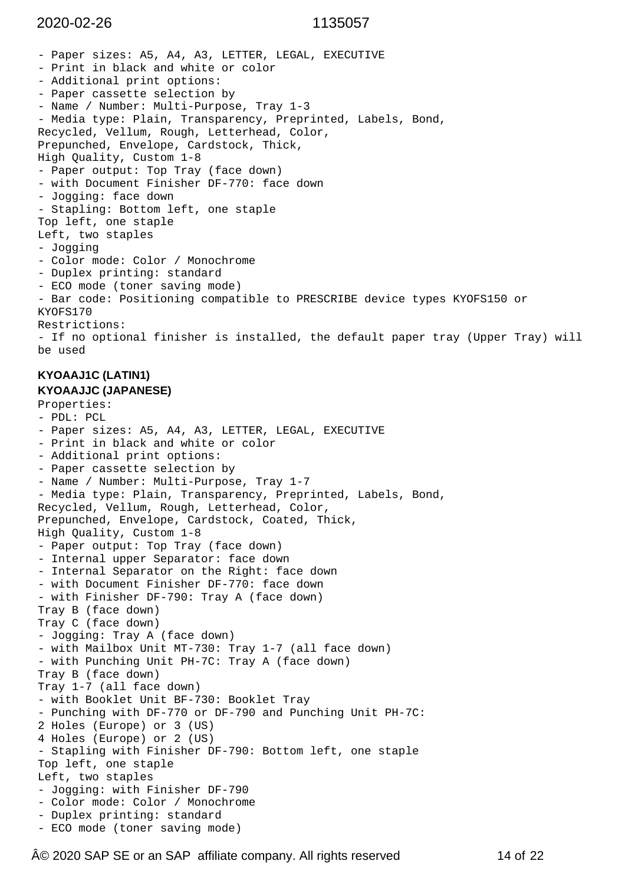- Paper sizes: A5, A4, A3, LETTER, LEGAL, EXECUTIVE
- Print in black and white or color
- Additional print options:
- Paper cassette selection by
- Name / Number: Multi-Purpose, Tray 1-3
- Media type: Plain, Transparency, Preprinted, Labels, Bond,
Recycled, Vellum, Rough, Letterhead, Color,
Prepunched, Envelope, Cardstock, Thick,
High Quality, Custom 1-8
- Paper output: Top Tray (face down)
- with Document Finisher DF-770: face down
- Jogging: face down
- Stapling: Bottom left, one staple
Top left, one staple
Left, two staples
- Jogging
- Color mode: Color / Monochrome
- Duplex printing: standard
- ECO mode (toner saving mode)
- Bar code: Positioning compatible to PRESCRIBE device types KYOFS150 or
KYOFS170
Restrictions:
- If no optional finisher is installed, the default paper tray (Upper Tray) will
be used

**KYOAAJ1C (LATIN1)**

**KYOAAJJC (JAPANESE)**

Properties:
- PDL: PCL
- Paper sizes: A5, A4, A3, LETTER, LEGAL, EXECUTIVE
- Print in black and white or color
- Additional print options:
- Paper cassette selection by
- Name / Number: Multi-Purpose, Tray 1-7
- Media type: Plain, Transparency, Preprinted, Labels, Bond,
Recycled, Vellum, Rough, Letterhead, Color,
Prepunched, Envelope, Cardstock, Coated, Thick,
High Quality, Custom 1-8
- Paper output: Top Tray (face down)
- Internal upper Separator: face down
- Internal Separator on the Right: face down
- with Document Finisher DF-770: face down
- with Finisher DF-790: Tray A (face down)
Tray B (face down)
Tray C (face down)
- Jogging: Tray A (face down)
- with Mailbox Unit MT-730: Tray 1-7 (all face down)
- with Punching Unit PH-7C: Tray A (face down)
Tray B (face down)
Tray 1-7 (all face down)
- with Booklet Unit BF-730: Booklet Tray
- Punching with DF-770 or DF-790 and Punching Unit PH-7C:
2 Holes (Europe) or 3 (US)
4 Holes (Europe) or 2 (US)
- Stapling with Finisher DF-790: Bottom left, one staple
Top left, one staple
Left, two staples
- Jogging: with Finisher DF-790
- Color mode: Color / Monochrome
- Duplex printing: standard
- ECO mode (toner saving mode)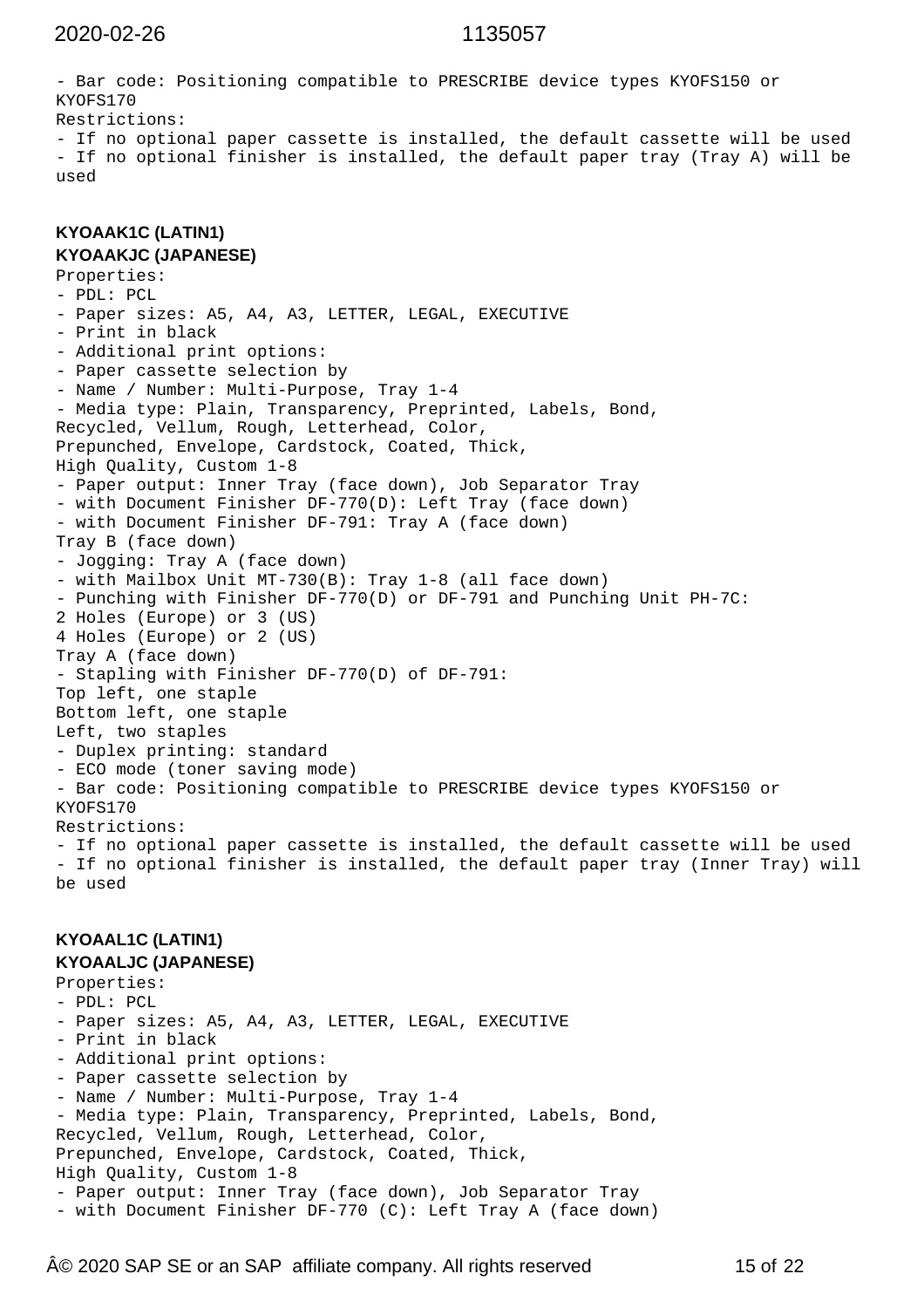- Bar code: Positioning compatible to PRESCRIBE device types KYOFS150 or KYOFS170

Restrictions:

- If no optional paper cassette is installed, the default cassette will be used
- If no optional finisher is installed, the default paper tray (Tray A) will be used

**KYOAAK1C (LATIN1)**

**KYOAAKJC (JAPANESE)**

Properties:

- PDL: PCL
- Paper sizes: A5, A4, A3, LETTER, LEGAL, EXECUTIVE
- Print in black
- Additional print options:
- Paper cassette selection by
- Name / Number: Multi-Purpose, Tray 1-4
- Media type: Plain, Transparency, Preprinted, Labels, Bond, Recycled, Vellum, Rough, Letterhead, Color, Prepunched, Envelope, Cardstock, Coated, Thick, High Quality, Custom 1-8
- Paper output: Inner Tray (face down), Job Separator Tray
- with Document Finisher DF-770(D): Left Tray (face down)
- with Document Finisher DF-791: Tray A (face down)
Tray B (face down)
- Jogging: Tray A (face down)
- with Mailbox Unit MT-730(B): Tray 1-8 (all face down)
- Punching with Finisher DF-770(D) or DF-791 and Punching Unit PH-7C:
2 Holes (Europe) or 3 (US)
4 Holes (Europe) or 2 (US)
Tray A (face down)
- Stapling with Finisher DF-770(D) of DF-791:
Top left, one staple
Bottom left, one staple
Left, two staples
- Duplex printing: standard
- ECO mode (toner saving mode)
- Bar code: Positioning compatible to PRESCRIBE device types KYOFS150 or KYOFS170

Restrictions:

- If no optional paper cassette is installed, the default cassette will be used
- If no optional finisher is installed, the default paper tray (Inner Tray) will be used

**KYOAAL1C (LATIN1)**

**KYOAALJC (JAPANESE)**

Properties:

- PDL: PCL
- Paper sizes: A5, A4, A3, LETTER, LEGAL, EXECUTIVE
- Print in black
- Additional print options:
- Paper cassette selection by
- Name / Number: Multi-Purpose, Tray 1-4
- Media type: Plain, Transparency, Preprinted, Labels, Bond, Recycled, Vellum, Rough, Letterhead, Color, Prepunched, Envelope, Cardstock, Coated, Thick, High Quality, Custom 1-8
- Paper output: Inner Tray (face down), Job Separator Tray
- with Document Finisher DF-770 (C): Left Tray A (face down)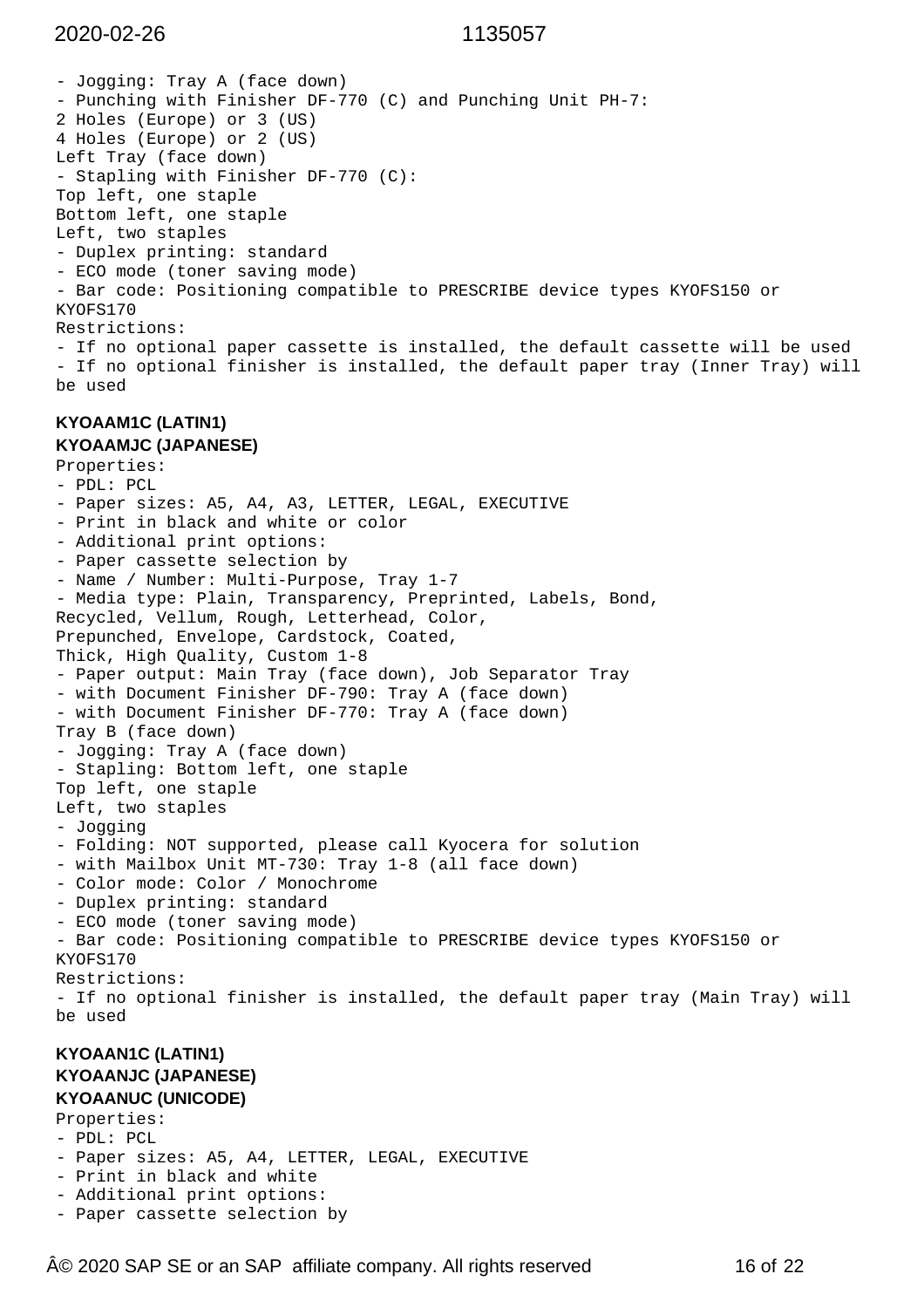- Jogging: Tray A (face down)
- Punching with Finisher DF-770 (C) and Punching Unit PH-7:
2 Holes (Europe) or 3 (US)
4 Holes (Europe) or 2 (US)
Left Tray (face down)
- Stapling with Finisher DF-770 (C):
Top left, one staple
Bottom left, one staple
Left, two staples
- Duplex printing: standard
- ECO mode (toner saving mode)
- Bar code: Positioning compatible to PRESCRIBE device types KYOFS150 or KYOFS170
Restrictions:
- If no optional paper cassette is installed, the default cassette will be used
- If no optional finisher is installed, the default paper tray (Inner Tray) will be used

**KYOAAM1C (LATIN1)**
**KYOAAMJC (JAPANESE)**

Properties:
- PDL: PCL
- Paper sizes: A5, A4, A3, LETTER, LEGAL, EXECUTIVE
- Print in black and white or color
- Additional print options:
- Paper cassette selection by
- Name / Number: Multi-Purpose, Tray 1-7
- Media type: Plain, Transparency, Preprinted, Labels, Bond,
Recycled, Vellum, Rough, Letterhead, Color,
Prepunched, Envelope, Cardstock, Coated,
Thick, High Quality, Custom 1-8
- Paper output: Main Tray (face down), Job Separator Tray
- with Document Finisher DF-790: Tray A (face down)
- with Document Finisher DF-770: Tray A (face down)
Tray B (face down)
- Jogging: Tray A (face down)
- Stapling: Bottom left, one staple
Top left, one staple
Left, two staples
- Jogging
- Folding: NOT supported, please call Kyocera for solution
- with Mailbox Unit MT-730: Tray 1-8 (all face down)
- Color mode: Color / Monochrome
- Duplex printing: standard
- ECO mode (toner saving mode)
- Bar code: Positioning compatible to PRESCRIBE device types KYOFS150 or KYOFS170
Restrictions:
- If no optional finisher is installed, the default paper tray (Main Tray) will be used

**KYOAAN1C (LATIN1)**
**KYOAANJC (JAPANESE)**
**KYOAANUC (UNICODE)**

Properties:
- PDL: PCL
- Paper sizes: A5, A4, LETTER, LEGAL, EXECUTIVE
- Print in black and white
- Additional print options:
- Paper cassette selection by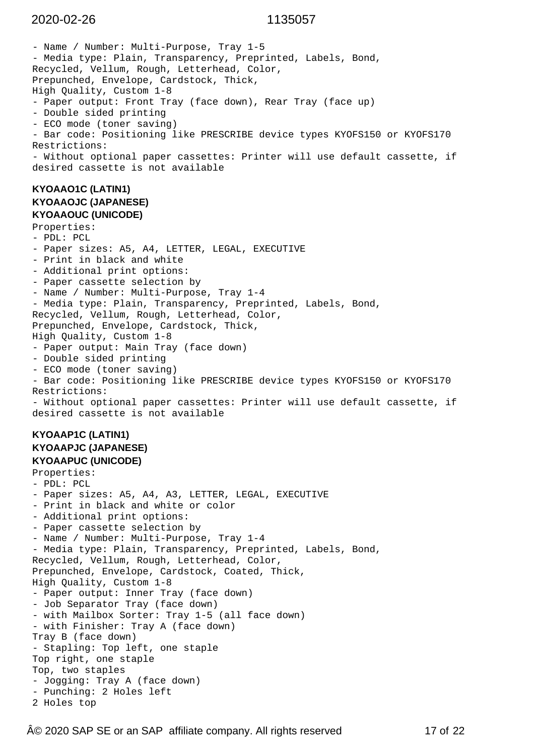- Name / Number: Multi-Purpose, Tray 1-5
- Media type: Plain, Transparency, Preprinted, Labels, Bond, Recycled, Vellum, Rough, Letterhead, Color, Prepunched, Envelope, Cardstock, Thick, High Quality, Custom 1-8
- Paper output: Front Tray (face down), Rear Tray (face up)
- Double sided printing
- ECO mode (toner saving)
- Bar code: Positioning like PRESCRIBE device types KYOFS150 or KYOFS170

Restrictions:
- Without optional paper cassettes: Printer will use default cassette, if desired cassette is not available

**KYOAAO1C (LATIN1)**
**KYOAAOJC (JAPANESE)**
**KYOAAOUC (UNICODE)**

Properties:
- PDL: PCL
- Paper sizes: A5, A4, LETTER, LEGAL, EXECUTIVE
- Print in black and white
- Additional print options:
- Paper cassette selection by
- Name / Number: Multi-Purpose, Tray 1-4
- Media type: Plain, Transparency, Preprinted, Labels, Bond, Recycled, Vellum, Rough, Letterhead, Color, Prepunched, Envelope, Cardstock, Thick, High Quality, Custom 1-8
- Paper output: Main Tray (face down)
- Double sided printing
- ECO mode (toner saving)
- Bar code: Positioning like PRESCRIBE device types KYOFS150 or KYOFS170

Restrictions:
- Without optional paper cassettes: Printer will use default cassette, if desired cassette is not available

**KYOAAP1C (LATIN1)**
**KYOAAPJC (JAPANESE)**
**KYOAAPUC (UNICODE)**

Properties:
- PDL: PCL
- Paper sizes: A5, A4, A3, LETTER, LEGAL, EXECUTIVE
- Print in black and white or color
- Additional print options:
- Paper cassette selection by
- Name / Number: Multi-Purpose, Tray 1-4
- Media type: Plain, Transparency, Preprinted, Labels, Bond, Recycled, Vellum, Rough, Letterhead, Color, Prepunched, Envelope, Cardstock, Coated, Thick, High Quality, Custom 1-8
- Paper output: Inner Tray (face down)
- Job Separator Tray (face down)
- with Mailbox Sorter: Tray 1-5 (all face down)
- with Finisher: Tray A (face down)
  Tray B (face down)
- Stapling: Top left, one staple
  Top right, one staple
  Top, two staples
- Jogging: Tray A (face down)
- Punching: 2 Holes left
  2 Holes top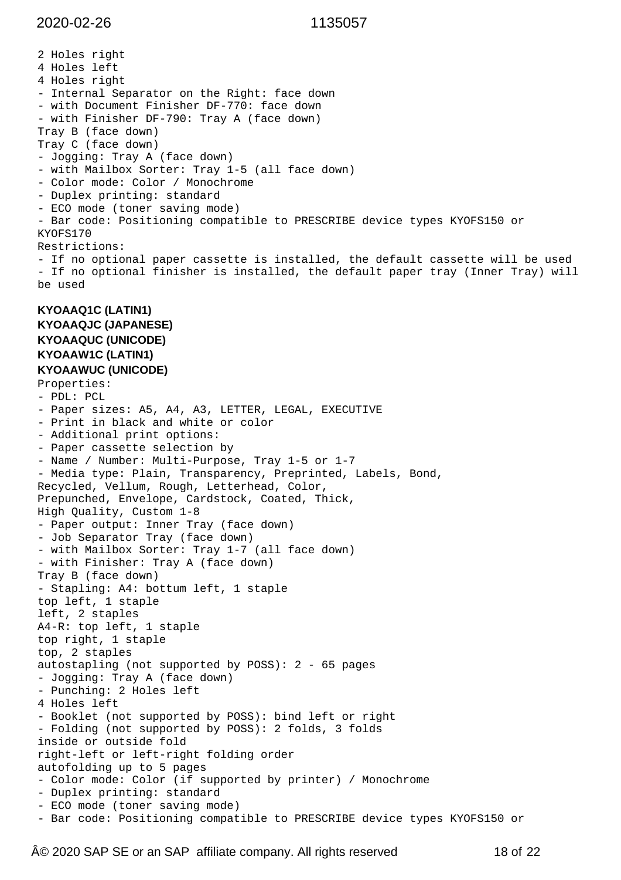2 Holes right
4 Holes left
4 Holes right
- Internal Separator on the Right: face down
- with Document Finisher DF-770: face down
- with Finisher DF-790: Tray A (face down)
Tray B (face down)
Tray C (face down)
- Jogging: Tray A (face down)
- with Mailbox Sorter: Tray 1-5 (all face down)
- Color mode: Color / Monochrome
- Duplex printing: standard
- ECO mode (toner saving mode)
- Bar code: Positioning compatible to PRESCRIBE device types KYOFS150 or KYOFS170
Restrictions:
- If no optional paper cassette is installed, the default cassette will be used
- If no optional finisher is installed, the default paper tray (Inner Tray) will be used

**KYOAAQ1C (LATIN1)**
**KYOAAQJC (JAPANESE)**
**KYOAAQUC (UNICODE)**
**KYOAAW1C (LATIN1)**
**KYOAAWUC (UNICODE)**

Properties:
- PDL: PCL
- Paper sizes: A5, A4, A3, LETTER, LEGAL, EXECUTIVE
- Print in black and white or color
- Additional print options:
- Paper cassette selection by
- Name / Number: Multi-Purpose, Tray 1-5 or 1-7
- Media type: Plain, Transparency, Preprinted, Labels, Bond, Recycled, Vellum, Rough, Letterhead, Color, Prepunched, Envelope, Cardstock, Coated, Thick, High Quality, Custom 1-8
- Paper output: Inner Tray (face down)
- Job Separator Tray (face down)
- with Mailbox Sorter: Tray 1-7 (all face down)
- with Finisher: Tray A (face down)
Tray B (face down)
- Stapling: A4: bottum left, 1 staple
top left, 1 staple
left, 2 staples
A4-R: top left, 1 staple
top right, 1 staple
top, 2 staples
autostapling (not supported by POSS): 2 - 65 pages
- Jogging: Tray A (face down)
- Punching: 2 Holes left
4 Holes left
- Booklet (not supported by POSS): bind left or right
- Folding (not supported by POSS): 2 folds, 3 folds
inside or outside fold
right-left or left-right folding order
autofolding up to 5 pages
- Color mode: Color (if supported by printer) / Monochrome
- Duplex printing: standard
- ECO mode (toner saving mode)
- Bar code: Positioning compatible to PRESCRIBE device types KYOFS150 or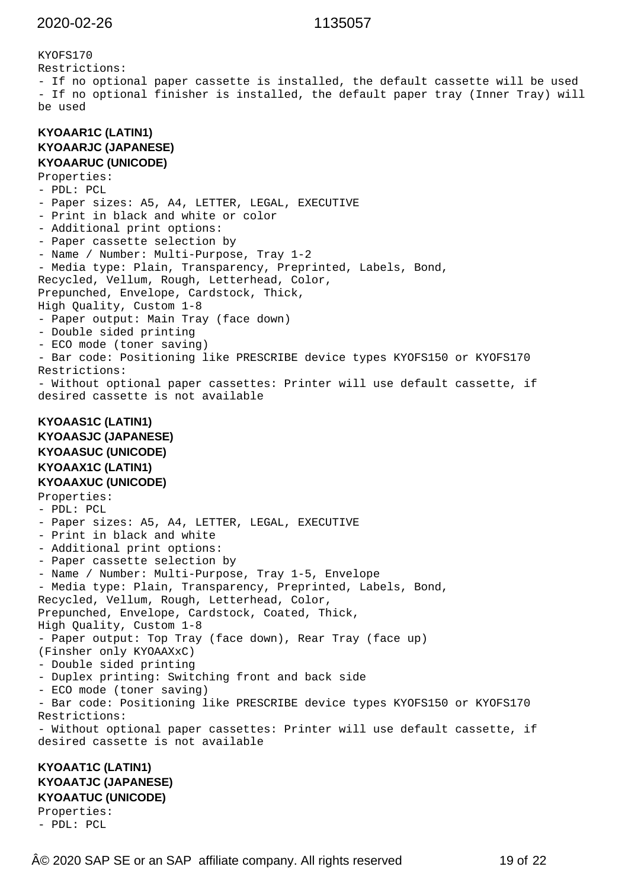KYOFS170
Restrictions:
- If no optional paper cassette is installed, the default cassette will be used
- If no optional finisher is installed, the default paper tray (Inner Tray) will be used

**KYOAAR1C (LATIN1)**
**KYOAARJC (JAPANESE)**
**KYOAARUC (UNICODE)**

Properties:
- PDL: PCL
- Paper sizes: A5, A4, LETTER, LEGAL, EXECUTIVE
- Print in black and white or color
- Additional print options:
- Paper cassette selection by
- Name / Number: Multi-Purpose, Tray 1-2
- Media type: Plain, Transparency, Preprinted, Labels, Bond, Recycled, Vellum, Rough, Letterhead, Color, Prepunched, Envelope, Cardstock, Thick, High Quality, Custom 1-8
- Paper output: Main Tray (face down)
- Double sided printing
- ECO mode (toner saving)
- Bar code: Positioning like PRESCRIBE device types KYOFS150 or KYOFS170

Restrictions:
- Without optional paper cassettes: Printer will use default cassette, if desired cassette is not available

**KYOAAS1C (LATIN1)**
**KYOAASJC (JAPANESE)**
**KYOAASUC (UNICODE)**
**KYOAAX1C (LATIN1)**
**KYOAAXUC (UNICODE)**

Properties:
- PDL: PCL
- Paper sizes: A5, A4, LETTER, LEGAL, EXECUTIVE
- Print in black and white
- Additional print options:
- Paper cassette selection by
- Name / Number: Multi-Purpose, Tray 1-5, Envelope
- Media type: Plain, Transparency, Preprinted, Labels, Bond, Recycled, Vellum, Rough, Letterhead, Color, Prepunched, Envelope, Cardstock, Coated, Thick, High Quality, Custom 1-8
- Paper output: Top Tray (face down), Rear Tray (face up) (Finsher only KYOAAXxC)
- Double sided printing
- Duplex printing: Switching front and back side
- ECO mode (toner saving)
- Bar code: Positioning like PRESCRIBE device types KYOFS150 or KYOFS170

Restrictions:
- Without optional paper cassettes: Printer will use default cassette, if desired cassette is not available

**KYOAAT1C (LATIN1)**
**KYOAATJC (JAPANESE)**
**KYOAATUC (UNICODE)**

Properties:
- PDL: PCL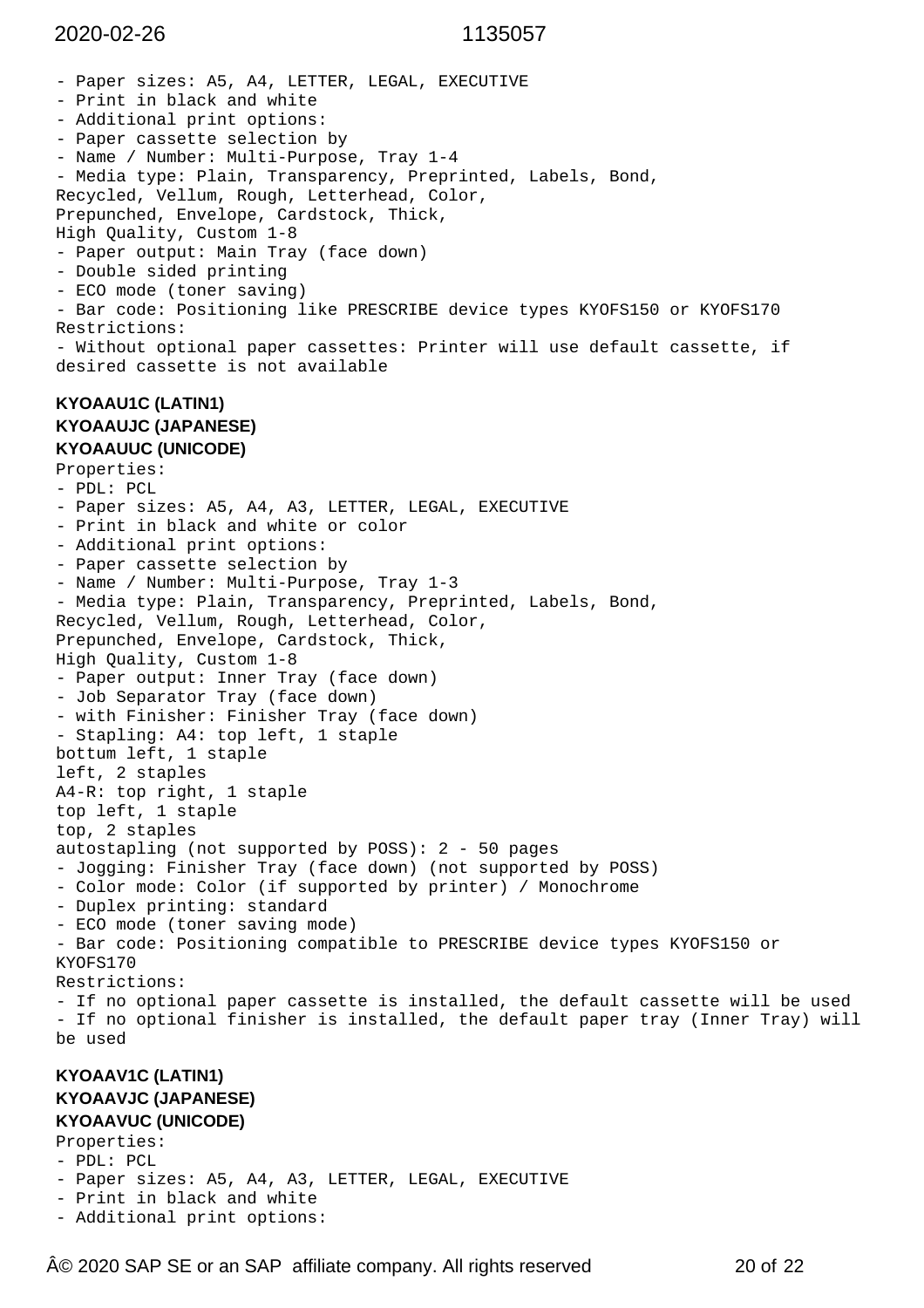- Paper sizes: A5, A4, LETTER, LEGAL, EXECUTIVE
- Print in black and white
- Additional print options:
- Paper cassette selection by
- Name / Number: Multi-Purpose, Tray 1-4
- Media type: Plain, Transparency, Preprinted, Labels, Bond,
Recycled, Vellum, Rough, Letterhead, Color,
Prepunched, Envelope, Cardstock, Thick,
High Quality, Custom 1-8
- Paper output: Main Tray (face down)
- Double sided printing
- ECO mode (toner saving)
- Bar code: Positioning like PRESCRIBE device types KYOFS150 or KYOFS170

Restrictions:
- Without optional paper cassettes: Printer will use default cassette, if desired cassette is not available

**KYOAAU1C (LATIN1)**
**KYOAAUJC (JAPANESE)**
**KYOAAUUC (UNICODE)**

Properties:
- PDL: PCL
- Paper sizes: A5, A4, A3, LETTER, LEGAL, EXECUTIVE
- Print in black and white or color
- Additional print options:
- Paper cassette selection by
- Name / Number: Multi-Purpose, Tray 1-3
- Media type: Plain, Transparency, Preprinted, Labels, Bond,
Recycled, Vellum, Rough, Letterhead, Color,
Prepunched, Envelope, Cardstock, Thick,
High Quality, Custom 1-8
- Paper output: Inner Tray (face down)
- Job Separator Tray (face down)
- with Finisher: Finisher Tray (face down)
- Stapling: A4: top left, 1 staple
bottum left, 1 staple
left, 2 staples
A4-R: top right, 1 staple
top left, 1 staple
top, 2 staples
autostapling (not supported by POSS): 2 - 50 pages
- Jogging: Finisher Tray (face down) (not supported by POSS)
- Color mode: Color (if supported by printer) / Monochrome
- Duplex printing: standard
- ECO mode (toner saving mode)
- Bar code: Positioning compatible to PRESCRIBE device types KYOFS150 or KYOFS170

Restrictions:
- If no optional paper cassette is installed, the default cassette will be used
- If no optional finisher is installed, the default paper tray (Inner Tray) will be used

**KYOAAV1C (LATIN1)**
**KYOAAVJC (JAPANESE)**
**KYOAAVUC (UNICODE)**

Properties:
- PDL: PCL
- Paper sizes: A5, A4, A3, LETTER, LEGAL, EXECUTIVE
- Print in black and white
- Additional print options: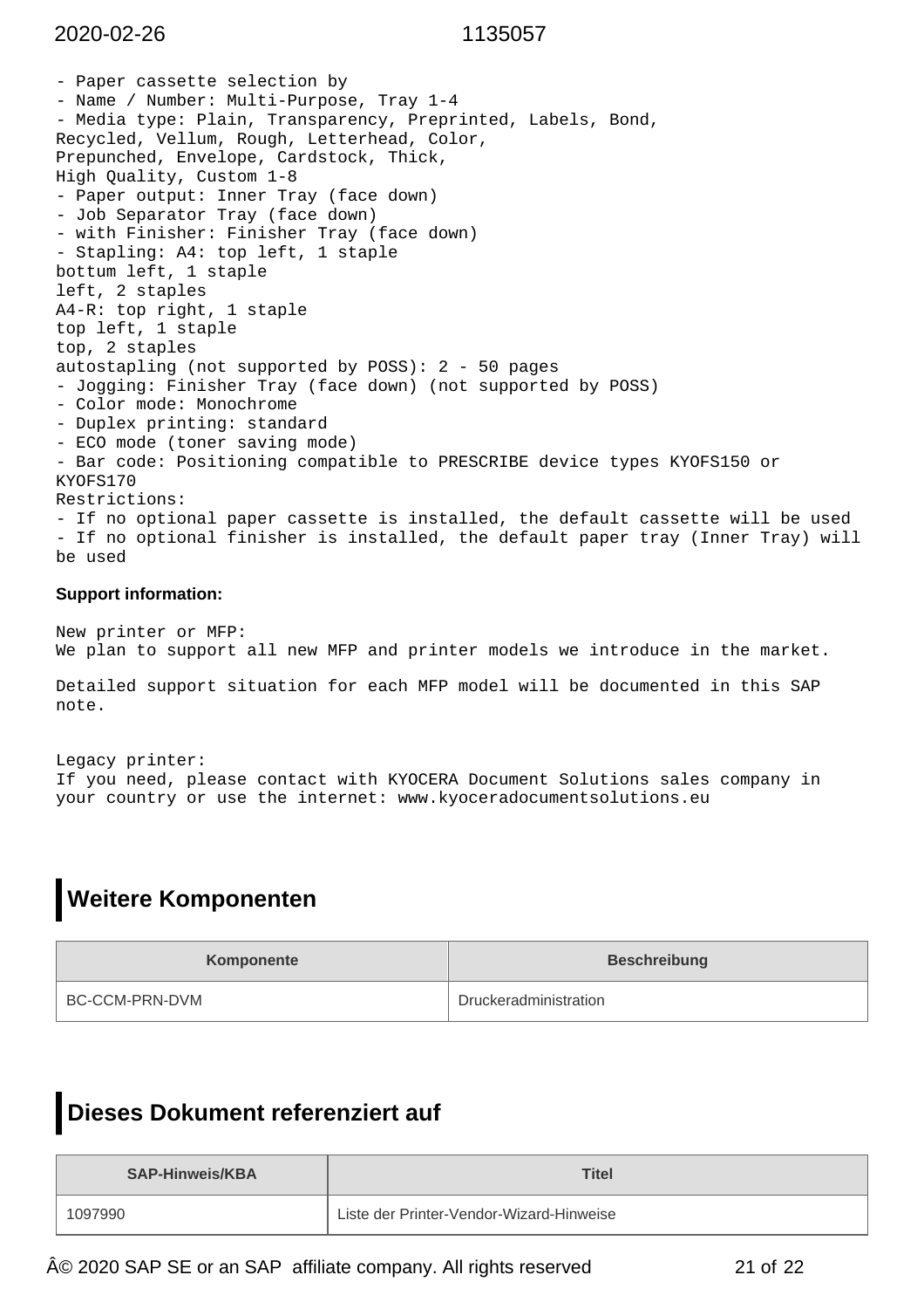- Paper cassette selection by
- Name / Number: Multi-Purpose, Tray 1-4
- Media type: Plain, Transparency, Preprinted, Labels, Bond,
Recycled, Vellum, Rough, Letterhead, Color,
Prepunched, Envelope, Cardstock, Thick,
High Quality, Custom 1-8
- Paper output: Inner Tray (face down)
- Job Separator Tray (face down)
- with Finisher: Finisher Tray (face down)
- Stapling: A4: top left, 1 staple
bottum left, 1 staple
left, 2 staples
A4-R: top right, 1 staple
top left, 1 staple
top, 2 staples
autostapling (not supported by POSS): 2 - 50 pages
- Jogging: Finisher Tray (face down) (not supported by POSS)
- Color mode: Monochrome
- Duplex printing: standard
- ECO mode (toner saving mode)
- Bar code: Positioning compatible to PRESCRIBE device types KYOFS150 or
KYOFS170
Restrictions:
- If no optional paper cassette is installed, the default cassette will be used
- If no optional finisher is installed, the default paper tray (Inner Tray) will
be used

**Support information:**

New printer or MFP:
We plan to support all new MFP and printer models we introduce in the market.

Detailed support situation for each MFP model will be documented in this SAP note.

Legacy printer:
If you need, please contact with KYOCERA Document Solutions sales company in your country or use the internet: www.kyoceradocumentsolutions.eu

## Weitere Komponenten

| Komponente | Beschreibung |
| --- | --- |
| BC-CCM-PRN-DVM | Druckeradministration |

## Dieses Dokument referenziert auf

| SAP-Hinweis/KBA | Titel |
| --- | --- |
| 1097990 | Liste der Printer-Vendor-Wizard-Hinweise |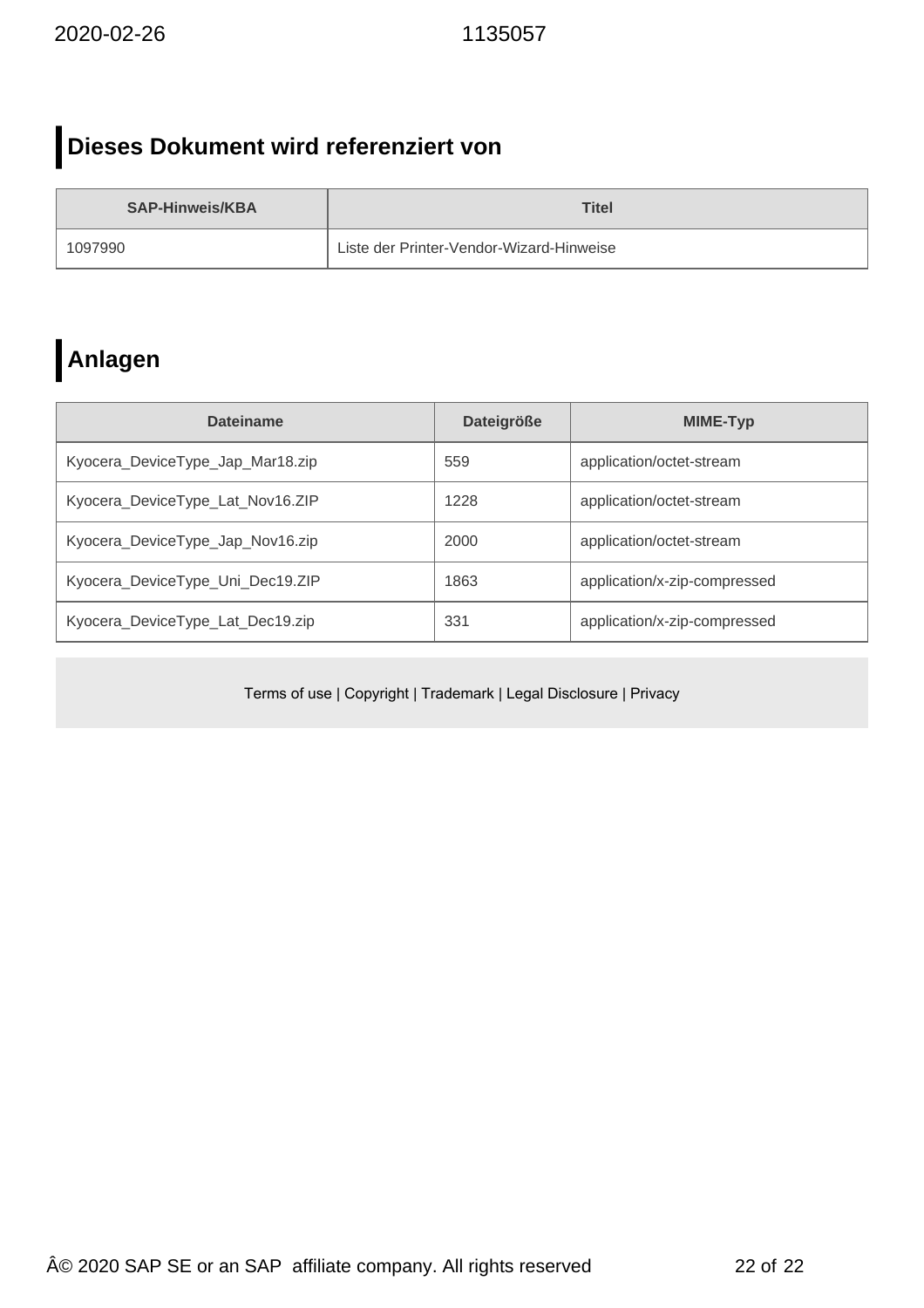## Dieses Dokument wird referenziert von

| SAP-Hinweis/KBA | Titel |
|---|---|
| 1097990 | Liste der Printer-Vendor-Wizard-Hinweise |

## Anlagen

| Dateiname | Dateigröße | MIME-Typ |
|---|---|---|
| Kyocera_DeviceType_Jap_Mar18.zip | 559 | application/octet-stream |
| Kyocera_DeviceType_Lat_Nov16.ZIP | 1228 | application/octet-stream |
| Kyocera_DeviceType_Jap_Nov16.zip | 2000 | application/octet-stream |
| Kyocera_DeviceType_Uni_Dec19.ZIP | 1863 | application/x-zip-compressed |
| Kyocera_DeviceType_Lat_Dec19.zip | 331 | application/x-zip-compressed |

Terms of use | Copyright | Trademark | Legal Disclosure | Privacy